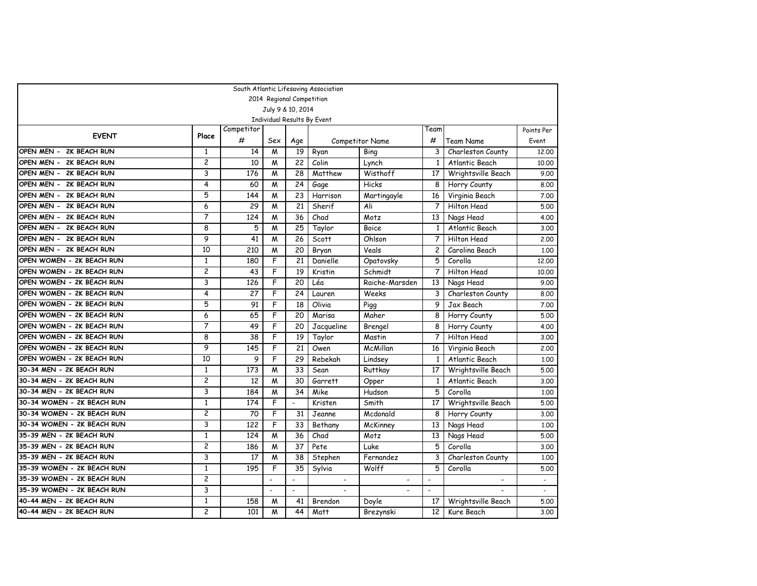South Atlantic Lifesaving Association

2014 Regional Competition

July 9 & 10, 2014

Individual Results By Event

| EVENT | Place | Competitor # | Sex | Age | Competitor Name | | Team # | Team Name | Points Per Event |
|---|---|---|---|---|---|---|---|---|---|
| OPEN MEN - 2K BEACH RUN | 1 | 14 | M | 19 | Ryan | Bing | 3 | Charleston County | 12.00 |
| OPEN MEN - 2K BEACH RUN | 2 | 10 | M | 22 | Colin | Lynch | 1 | Atlantic Beach | 10.00 |
| OPEN MEN - 2K BEACH RUN | 3 | 176 | M | 28 | Matthew | Wisthoff | 17 | Wrightsville Beach | 9.00 |
| OPEN MEN - 2K BEACH RUN | 4 | 60 | M | 24 | Gage | Hicks | 8 | Horry County | 8.00 |
| OPEN MEN - 2K BEACH RUN | 5 | 144 | M | 23 | Harrison | Martingayle | 16 | Virginia Beach | 7.00 |
| OPEN MEN - 2K BEACH RUN | 6 | 29 | M | 21 | Sherif | Ali | 7 | Hilton Head | 5.00 |
| OPEN MEN - 2K BEACH RUN | 7 | 124 | M | 36 | Chad | Motz | 13 | Nags Head | 4.00 |
| OPEN MEN - 2K BEACH RUN | 8 | 5 | M | 25 | Taylor | Boice | 1 | Atlantic Beach | 3.00 |
| OPEN MEN - 2K BEACH RUN | 9 | 41 | M | 26 | Scott | Ohlson | 7 | Hilton Head | 2.00 |
| OPEN MEN - 2K BEACH RUN | 10 | 210 | M | 20 | Bryan | Veals | 2 | Carolina Beach | 1.00 |
| OPEN WOMEN - 2K BEACH RUN | 1 | 180 | F | 21 | Danielle | Opatovsky | 5 | Corolla | 12.00 |
| OPEN WOMEN - 2K BEACH RUN | 2 | 43 | F | 19 | Kristin | Schmidt | 7 | Hilton Head | 10.00 |
| OPEN WOMEN - 2K BEACH RUN | 3 | 126 | F | 20 | Léa | Raiche-Marsden | 13 | Nags Head | 9.00 |
| OPEN WOMEN - 2K BEACH RUN | 4 | 27 | F | 24 | Lauren | Weeks | 3 | Charleston County | 8.00 |
| OPEN WOMEN - 2K BEACH RUN | 5 | 91 | F | 18 | Olivia | Pigg | 9 | Jax Beach | 7.00 |
| OPEN WOMEN - 2K BEACH RUN | 6 | 65 | F | 20 | Marisa | Maher | 8 | Horry County | 5.00 |
| OPEN WOMEN - 2K BEACH RUN | 7 | 49 | F | 20 | Jacqueline | Brengel | 8 | Horry County | 4.00 |
| OPEN WOMEN - 2K BEACH RUN | 8 | 38 | F | 19 | Taylor | Mastin | 7 | Hilton Head | 3.00 |
| OPEN WOMEN - 2K BEACH RUN | 9 | 145 | F | 21 | Owen | McMillan | 16 | Virginia Beach | 2.00 |
| OPEN WOMEN - 2K BEACH RUN | 10 | 9 | F | 29 | Rebekah | Lindsey | 1 | Atlantic Beach | 1.00 |
| 30-34 MEN - 2K BEACH RUN | 1 | 173 | M | 33 | Sean | Ruttkay | 17 | Wrightsville Beach | 5.00 |
| 30-34 MEN - 2K BEACH RUN | 2 | 12 | M | 30 | Garrett | Opper | 1 | Atlantic Beach | 3.00 |
| 30-34 MEN - 2K BEACH RUN | 3 | 184 | M | 34 | Mike | Hudson | 5 | Corolla | 1.00 |
| 30-34 WOMEN - 2K BEACH RUN | 1 | 174 | F | - | Kristen | Smith | 17 | Wrightsville Beach | 5.00 |
| 30-34 WOMEN - 2K BEACH RUN | 2 | 70 | F | 31 | Jeanne | Mcdonald | 8 | Horry County | 3.00 |
| 30-34 WOMEN - 2K BEACH RUN | 3 | 122 | F | 33 | Bethany | McKinney | 13 | Nags Head | 1.00 |
| 35-39 MEN - 2K BEACH RUN | 1 | 124 | M | 36 | Chad | Motz | 13 | Nags Head | 5.00 |
| 35-39 MEN - 2K BEACH RUN | 2 | 186 | M | 37 | Pete | Luke | 5 | Corolla | 3.00 |
| 35-39 MEN - 2K BEACH RUN | 3 | 17 | M | 38 | Stephen | Fernandez | 3 | Charleston County | 1.00 |
| 35-39 WOMEN - 2K BEACH RUN | 1 | 195 | F | 35 | Sylvia | Wolff | 5 | Corolla | 5.00 |
| 35-39 WOMEN - 2K BEACH RUN | 2 | | - | - | - | - | - | - | - |
| 35-39 WOMEN - 2K BEACH RUN | 3 | | - | - | - | - | - | - | - |
| 40-44 MEN - 2K BEACH RUN | 1 | 158 | M | 41 | Brendon | Doyle | 17 | Wrightsville Beach | 5.00 |
| 40-44 MEN - 2K BEACH RUN | 2 | 101 | M | 44 | Matt | Brezynski | 12 | Kure Beach | 3.00 |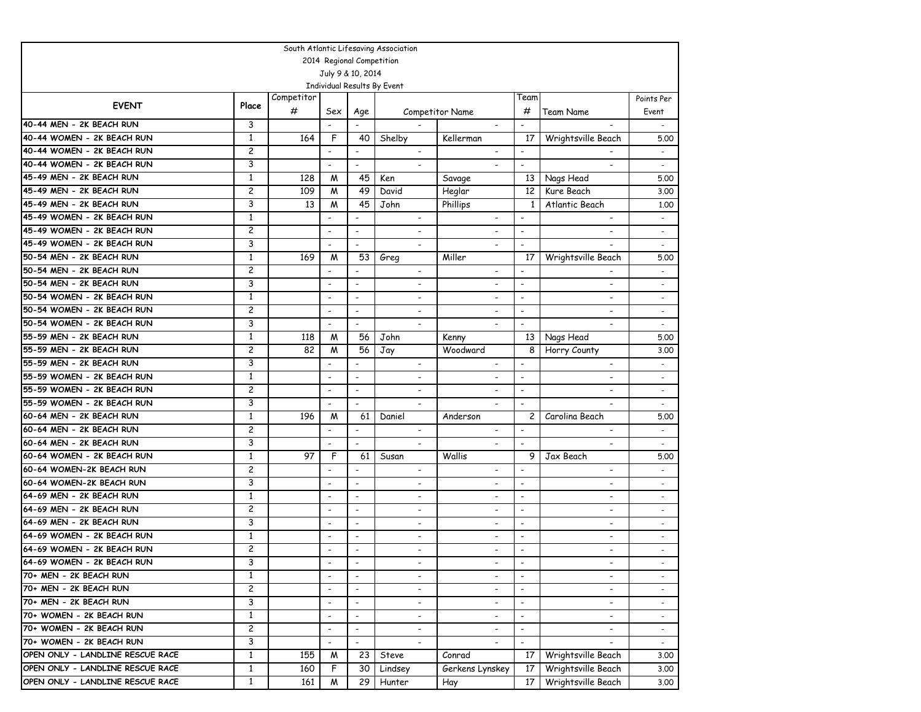South Atlantic Lifesaving Association

2014 Regional Competition

July 9 & 10, 2014

Individual Results By Event

| EVENT | Place | Competitor # | Sex | Age | Competitor Name | | Team # | Team Name | Points Per Event |
|---|---|---|---|---|---|---|---|---|---|
| 40-44 MEN - 2K BEACH RUN | 3 | | - | - | - | - | - | - | - |
| 40-44 WOMEN - 2K BEACH RUN | 1 | 164 | F | 40 | Shelby | Kellerman | 17 | Wrightsville Beach | 5.00 |
| 40-44 WOMEN - 2K BEACH RUN | 2 | | - | - | - | - | - | - | - |
| 40-44 WOMEN - 2K BEACH RUN | 3 | | - | - | - | - | - | - | - |
| 45-49 MEN - 2K BEACH RUN | 1 | 128 | M | 45 | Ken | Savage | 13 | Nags Head | 5.00 |
| 45-49 MEN - 2K BEACH RUN | 2 | 109 | M | 49 | David | Heglar | 12 | Kure Beach | 3.00 |
| 45-49 MEN - 2K BEACH RUN | 3 | 13 | M | 45 | John | Phillips | 1 | Atlantic Beach | 1.00 |
| 45-49 WOMEN - 2K BEACH RUN | 1 | | - | - | - | - | - | - | - |
| 45-49 WOMEN - 2K BEACH RUN | 2 | | - | - | - | - | - | - | - |
| 45-49 WOMEN - 2K BEACH RUN | 3 | | - | - | - | - | - | - | - |
| 50-54 MEN - 2K BEACH RUN | 1 | 169 | M | 53 | Greg | Miller | 17 | Wrightsville Beach | 5.00 |
| 50-54 MEN - 2K BEACH RUN | 2 | | - | - | - | - | - | - | - |
| 50-54 MEN - 2K BEACH RUN | 3 | | - | - | - | - | - | - | - |
| 50-54 WOMEN - 2K BEACH RUN | 1 | | - | - | - | - | - | - | - |
| 50-54 WOMEN - 2K BEACH RUN | 2 | | - | - | - | - | - | - | - |
| 50-54 WOMEN - 2K BEACH RUN | 3 | | - | - | - | - | - | - | - |
| 55-59 MEN - 2K BEACH RUN | 1 | 118 | M | 56 | John | Kenny | 13 | Nags Head | 5.00 |
| 55-59 MEN - 2K BEACH RUN | 2 | 82 | M | 56 | Jay | Woodward | 8 | Horry County | 3.00 |
| 55-59 MEN - 2K BEACH RUN | 3 | | - | - | - | - | - | - | - |
| 55-59 WOMEN - 2K BEACH RUN | 1 | | - | - | - | - | - | - | - |
| 55-59 WOMEN - 2K BEACH RUN | 2 | | - | - | - | - | - | - | - |
| 55-59 WOMEN - 2K BEACH RUN | 3 | | - | - | - | - | - | - | - |
| 60-64 MEN - 2K BEACH RUN | 1 | 196 | M | 61 | Daniel | Anderson | 2 | Carolina Beach | 5.00 |
| 60-64 MEN - 2K BEACH RUN | 2 | | - | - | - | - | - | - | - |
| 60-64 MEN - 2K BEACH RUN | 3 | | - | - | - | - | - | - | - |
| 60-64 WOMEN - 2K BEACH RUN | 1 | 97 | F | 61 | Susan | Wallis | 9 | Jax Beach | 5.00 |
| 60-64 WOMEN-2K BEACH RUN | 2 | | - | - | - | - | - | - | - |
| 60-64 WOMEN-2K BEACH RUN | 3 | | - | - | - | - | - | - | - |
| 64-69 MEN - 2K BEACH RUN | 1 | | - | - | - | - | - | - | - |
| 64-69 MEN - 2K BEACH RUN | 2 | | - | - | - | - | - | - | - |
| 64-69 MEN - 2K BEACH RUN | 3 | | - | - | - | - | - | - | - |
| 64-69 WOMEN - 2K BEACH RUN | 1 | | - | - | - | - | - | - | - |
| 64-69 WOMEN - 2K BEACH RUN | 2 | | - | - | - | - | - | - | - |
| 64-69 WOMEN - 2K BEACH RUN | 3 | | - | - | - | - | - | - | - |
| 70+ MEN - 2K BEACH RUN | 1 | | - | - | - | - | - | - | - |
| 70+ MEN - 2K BEACH RUN | 2 | | - | - | - | - | - | - | - |
| 70+ MEN - 2K BEACH RUN | 3 | | - | - | - | - | - | - | - |
| 70+ WOMEN - 2K BEACH RUN | 1 | | - | - | - | - | - | - | - |
| 70+ WOMEN - 2K BEACH RUN | 2 | | - | - | - | - | - | - | - |
| 70+ WOMEN - 2K BEACH RUN | 3 | | - | - | - | - | - | - | - |
| OPEN ONLY - LANDLINE RESCUE RACE | 1 | 155 | M | 23 | Steve | Conrad | 17 | Wrightsville Beach | 3.00 |
| OPEN ONLY - LANDLINE RESCUE RACE | 1 | 160 | F | 30 | Lindsey | Gerkens Lynskey | 17 | Wrightsville Beach | 3.00 |
| OPEN ONLY - LANDLINE RESCUE RACE | 1 | 161 | M | 29 | Hunter | Hay | 17 | Wrightsville Beach | 3.00 |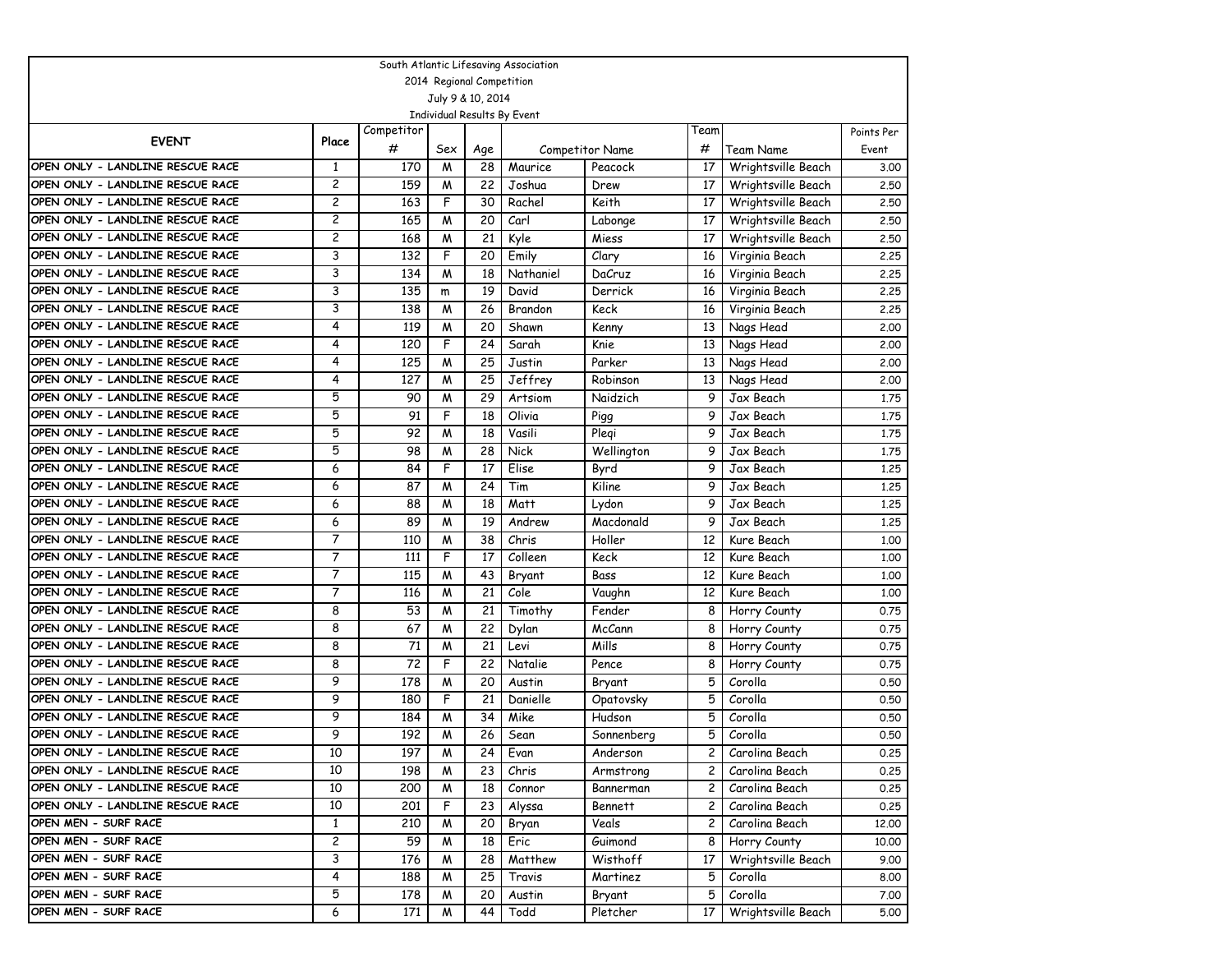South Atlantic Lifesaving Association

2014 Regional Competition

July 9 & 10, 2014

Individual Results By Event

| EVENT | Place | Competitor # | Sex | Age | Competitor Name | | Team # | Team Name | Points Per Event |
|---|---|---|---|---|---|---|---|---|---|
| OPEN ONLY - LANDLINE RESCUE RACE | 1 | 170 | M | 28 | Maurice | Peacock | 17 | Wrightsville Beach | 3.00 |
| OPEN ONLY - LANDLINE RESCUE RACE | 2 | 159 | M | 22 | Joshua | Drew | 17 | Wrightsville Beach | 2.50 |
| OPEN ONLY - LANDLINE RESCUE RACE | 2 | 163 | F | 30 | Rachel | Keith | 17 | Wrightsville Beach | 2.50 |
| OPEN ONLY - LANDLINE RESCUE RACE | 2 | 165 | M | 20 | Carl | Labonge | 17 | Wrightsville Beach | 2.50 |
| OPEN ONLY - LANDLINE RESCUE RACE | 2 | 168 | M | 21 | Kyle | Miess | 17 | Wrightsville Beach | 2.50 |
| OPEN ONLY - LANDLINE RESCUE RACE | 3 | 132 | F | 20 | Emily | Clary | 16 | Virginia Beach | 2.25 |
| OPEN ONLY - LANDLINE RESCUE RACE | 3 | 134 | M | 18 | Nathaniel | DaCruz | 16 | Virginia Beach | 2.25 |
| OPEN ONLY - LANDLINE RESCUE RACE | 3 | 135 | m | 19 | David | Derrick | 16 | Virginia Beach | 2.25 |
| OPEN ONLY - LANDLINE RESCUE RACE | 3 | 138 | M | 26 | Brandon | Keck | 16 | Virginia Beach | 2.25 |
| OPEN ONLY - LANDLINE RESCUE RACE | 4 | 119 | M | 20 | Shawn | Kenny | 13 | Nags Head | 2.00 |
| OPEN ONLY - LANDLINE RESCUE RACE | 4 | 120 | F | 24 | Sarah | Knie | 13 | Nags Head | 2.00 |
| OPEN ONLY - LANDLINE RESCUE RACE | 4 | 125 | M | 25 | Justin | Parker | 13 | Nags Head | 2.00 |
| OPEN ONLY - LANDLINE RESCUE RACE | 4 | 127 | M | 25 | Jeffrey | Robinson | 13 | Nags Head | 2.00 |
| OPEN ONLY - LANDLINE RESCUE RACE | 5 | 90 | M | 29 | Artsiom | Naidzich | 9 | Jax Beach | 1.75 |
| OPEN ONLY - LANDLINE RESCUE RACE | 5 | 91 | F | 18 | Olivia | Pigg | 9 | Jax Beach | 1.75 |
| OPEN ONLY - LANDLINE RESCUE RACE | 5 | 92 | M | 18 | Vasili | Plegi | 9 | Jax Beach | 1.75 |
| OPEN ONLY - LANDLINE RESCUE RACE | 5 | 98 | M | 28 | Nick | Wellington | 9 | Jax Beach | 1.75 |
| OPEN ONLY - LANDLINE RESCUE RACE | 6 | 84 | F | 17 | Elise | Byrd | 9 | Jax Beach | 1.25 |
| OPEN ONLY - LANDLINE RESCUE RACE | 6 | 87 | M | 24 | Tim | Kiline | 9 | Jax Beach | 1.25 |
| OPEN ONLY - LANDLINE RESCUE RACE | 6 | 88 | M | 18 | Matt | Lydon | 9 | Jax Beach | 1.25 |
| OPEN ONLY - LANDLINE RESCUE RACE | 6 | 89 | M | 19 | Andrew | Macdonald | 9 | Jax Beach | 1.25 |
| OPEN ONLY - LANDLINE RESCUE RACE | 7 | 110 | M | 38 | Chris | Holler | 12 | Kure Beach | 1.00 |
| OPEN ONLY - LANDLINE RESCUE RACE | 7 | 111 | F | 17 | Colleen | Keck | 12 | Kure Beach | 1.00 |
| OPEN ONLY - LANDLINE RESCUE RACE | 7 | 115 | M | 43 | Bryant | Bass | 12 | Kure Beach | 1.00 |
| OPEN ONLY - LANDLINE RESCUE RACE | 7 | 116 | M | 21 | Cole | Vaughn | 12 | Kure Beach | 1.00 |
| OPEN ONLY - LANDLINE RESCUE RACE | 8 | 53 | M | 21 | Timothy | Fender | 8 | Horry County | 0.75 |
| OPEN ONLY - LANDLINE RESCUE RACE | 8 | 67 | M | 22 | Dylan | McCann | 8 | Horry County | 0.75 |
| OPEN ONLY - LANDLINE RESCUE RACE | 8 | 71 | M | 21 | Levi | Mills | 8 | Horry County | 0.75 |
| OPEN ONLY - LANDLINE RESCUE RACE | 8 | 72 | F | 22 | Natalie | Pence | 8 | Horry County | 0.75 |
| OPEN ONLY - LANDLINE RESCUE RACE | 9 | 178 | M | 20 | Austin | Bryant | 5 | Corolla | 0.50 |
| OPEN ONLY - LANDLINE RESCUE RACE | 9 | 180 | F | 21 | Danielle | Opatovsky | 5 | Corolla | 0.50 |
| OPEN ONLY - LANDLINE RESCUE RACE | 9 | 184 | M | 34 | Mike | Hudson | 5 | Corolla | 0.50 |
| OPEN ONLY - LANDLINE RESCUE RACE | 9 | 192 | M | 26 | Sean | Sonnenberg | 5 | Corolla | 0.50 |
| OPEN ONLY - LANDLINE RESCUE RACE | 10 | 197 | M | 24 | Evan | Anderson | 2 | Carolina Beach | 0.25 |
| OPEN ONLY - LANDLINE RESCUE RACE | 10 | 198 | M | 23 | Chris | Armstrong | 2 | Carolina Beach | 0.25 |
| OPEN ONLY - LANDLINE RESCUE RACE | 10 | 200 | M | 18 | Connor | Bannerman | 2 | Carolina Beach | 0.25 |
| OPEN ONLY - LANDLINE RESCUE RACE | 10 | 201 | F | 23 | Alyssa | Bennett | 2 | Carolina Beach | 0.25 |
| OPEN MEN - SURF RACE | 1 | 210 | M | 20 | Bryan | Veals | 2 | Carolina Beach | 12.00 |
| OPEN MEN - SURF RACE | 2 | 59 | M | 18 | Eric | Guimond | 8 | Horry County | 10.00 |
| OPEN MEN - SURF RACE | 3 | 176 | M | 28 | Matthew | Wisthoff | 17 | Wrightsville Beach | 9.00 |
| OPEN MEN - SURF RACE | 4 | 188 | M | 25 | Travis | Martinez | 5 | Corolla | 8.00 |
| OPEN MEN - SURF RACE | 5 | 178 | M | 20 | Austin | Bryant | 5 | Corolla | 7.00 |
| OPEN MEN - SURF RACE | 6 | 171 | M | 44 | Todd | Pletcher | 17 | Wrightsville Beach | 5.00 |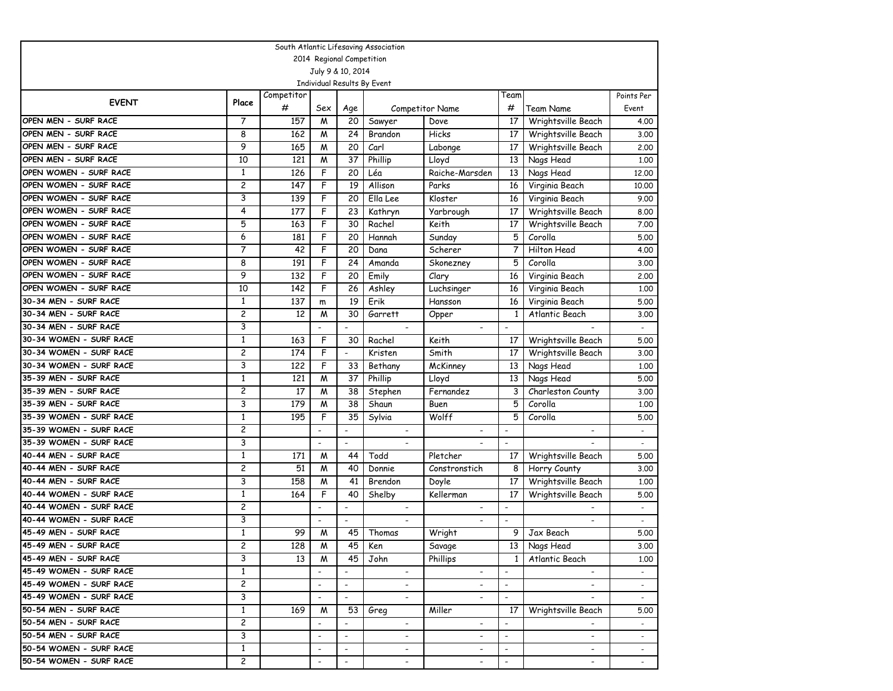South Atlantic Lifesaving Association

2014 Regional Competition

July 9 & 10, 2014

Individual Results By Event

| EVENT | Place | Competitor # | Sex | Age | Competitor Name | | Team # | Team Name | Points Per Event |
|---|---|---|---|---|---|---|---|---|---|
| OPEN MEN - SURF RACE | 7 | 157 | M | 20 | Sawyer | Dove | 17 | Wrightsville Beach | 4.00 |
| OPEN MEN - SURF RACE | 8 | 162 | M | 24 | Brandon | Hicks | 17 | Wrightsville Beach | 3.00 |
| OPEN MEN - SURF RACE | 9 | 165 | M | 20 | Carl | Labonge | 17 | Wrightsville Beach | 2.00 |
| OPEN MEN - SURF RACE | 10 | 121 | M | 37 | Phillip | Lloyd | 13 | Nags Head | 1.00 |
| OPEN WOMEN - SURF RACE | 1 | 126 | F | 20 | Léa | Raiche-Marsden | 13 | Nags Head | 12.00 |
| OPEN WOMEN - SURF RACE | 2 | 147 | F | 19 | Allison | Parks | 16 | Virginia Beach | 10.00 |
| OPEN WOMEN - SURF RACE | 3 | 139 | F | 20 | Ella Lee | Kloster | 16 | Virginia Beach | 9.00 |
| OPEN WOMEN - SURF RACE | 4 | 177 | F | 23 | Kathryn | Yarbrough | 17 | Wrightsville Beach | 8.00 |
| OPEN WOMEN - SURF RACE | 5 | 163 | F | 30 | Rachel | Keith | 17 | Wrightsville Beach | 7.00 |
| OPEN WOMEN - SURF RACE | 6 | 181 | F | 20 | Hannah | Sunday | 5 | Corolla | 5.00 |
| OPEN WOMEN - SURF RACE | 7 | 42 | F | 20 | Dana | Scherer | 7 | Hilton Head | 4.00 |
| OPEN WOMEN - SURF RACE | 8 | 191 | F | 24 | Amanda | Skonezney | 5 | Corolla | 3.00 |
| OPEN WOMEN - SURF RACE | 9 | 132 | F | 20 | Emily | Clary | 16 | Virginia Beach | 2.00 |
| OPEN WOMEN - SURF RACE | 10 | 142 | F | 26 | Ashley | Luchsinger | 16 | Virginia Beach | 1.00 |
| 30-34 MEN - SURF RACE | 1 | 137 | m | 19 | Erik | Hansson | 16 | Virginia Beach | 5.00 |
| 30-34 MEN - SURF RACE | 2 | 12 | M | 30 | Garrett | Opper | 1 | Atlantic Beach | 3.00 |
| 30-34 MEN - SURF RACE | 3 | | - | - | - | - | - | - | - |
| 30-34 WOMEN - SURF RACE | 1 | 163 | F | 30 | Rachel | Keith | 17 | Wrightsville Beach | 5.00 |
| 30-34 WOMEN - SURF RACE | 2 | 174 | F | - | Kristen | Smith | 17 | Wrightsville Beach | 3.00 |
| 30-34 WOMEN - SURF RACE | 3 | 122 | F | 33 | Bethany | McKinney | 13 | Nags Head | 1.00 |
| 35-39 MEN - SURF RACE | 1 | 121 | M | 37 | Phillip | Lloyd | 13 | Nags Head | 5.00 |
| 35-39 MEN - SURF RACE | 2 | 17 | M | 38 | Stephen | Fernandez | 3 | Charleston County | 3.00 |
| 35-39 MEN - SURF RACE | 3 | 179 | M | 38 | Shaun | Buen | 5 | Corolla | 1.00 |
| 35-39 WOMEN - SURF RACE | 1 | 195 | F | 35 | Sylvia | Wolff | 5 | Corolla | 5.00 |
| 35-39 WOMEN - SURF RACE | 2 | | - | - | - | - | - | - | - |
| 35-39 WOMEN - SURF RACE | 3 | | - | - | - | - | - | - | - |
| 40-44 MEN - SURF RACE | 1 | 171 | M | 44 | Todd | Pletcher | 17 | Wrightsville Beach | 5.00 |
| 40-44 MEN - SURF RACE | 2 | 51 | M | 40 | Donnie | Constronstich | 8 | Horry County | 3.00 |
| 40-44 MEN - SURF RACE | 3 | 158 | M | 41 | Brendon | Doyle | 17 | Wrightsville Beach | 1.00 |
| 40-44 WOMEN - SURF RACE | 1 | 164 | F | 40 | Shelby | Kellerman | 17 | Wrightsville Beach | 5.00 |
| 40-44 WOMEN - SURF RACE | 2 | | - | - | - | - | - | - | - |
| 40-44 WOMEN - SURF RACE | 3 | | - | - | - | - | - | - | - |
| 45-49 MEN - SURF RACE | 1 | 99 | M | 45 | Thomas | Wright | 9 | Jax Beach | 5.00 |
| 45-49 MEN - SURF RACE | 2 | 128 | M | 45 | Ken | Savage | 13 | Nags Head | 3.00 |
| 45-49 MEN - SURF RACE | 3 | 13 | M | 45 | John | Phillips | 1 | Atlantic Beach | 1.00 |
| 45-49 WOMEN - SURF RACE | 1 | | - | - | - | - | - | - | - |
| 45-49 WOMEN - SURF RACE | 2 | | - | - | - | - | - | - | - |
| 45-49 WOMEN - SURF RACE | 3 | | - | - | - | - | - | - | - |
| 50-54 MEN - SURF RACE | 1 | 169 | M | 53 | Greg | Miller | 17 | Wrightsville Beach | 5.00 |
| 50-54 MEN - SURF RACE | 2 | | - | - | - | - | - | - | - |
| 50-54 MEN - SURF RACE | 3 | | - | - | - | - | - | - | - |
| 50-54 WOMEN - SURF RACE | 1 | | - | - | - | - | - | - | - |
| 50-54 WOMEN - SURF RACE | 2 | | - | - | - | - | - | - | - |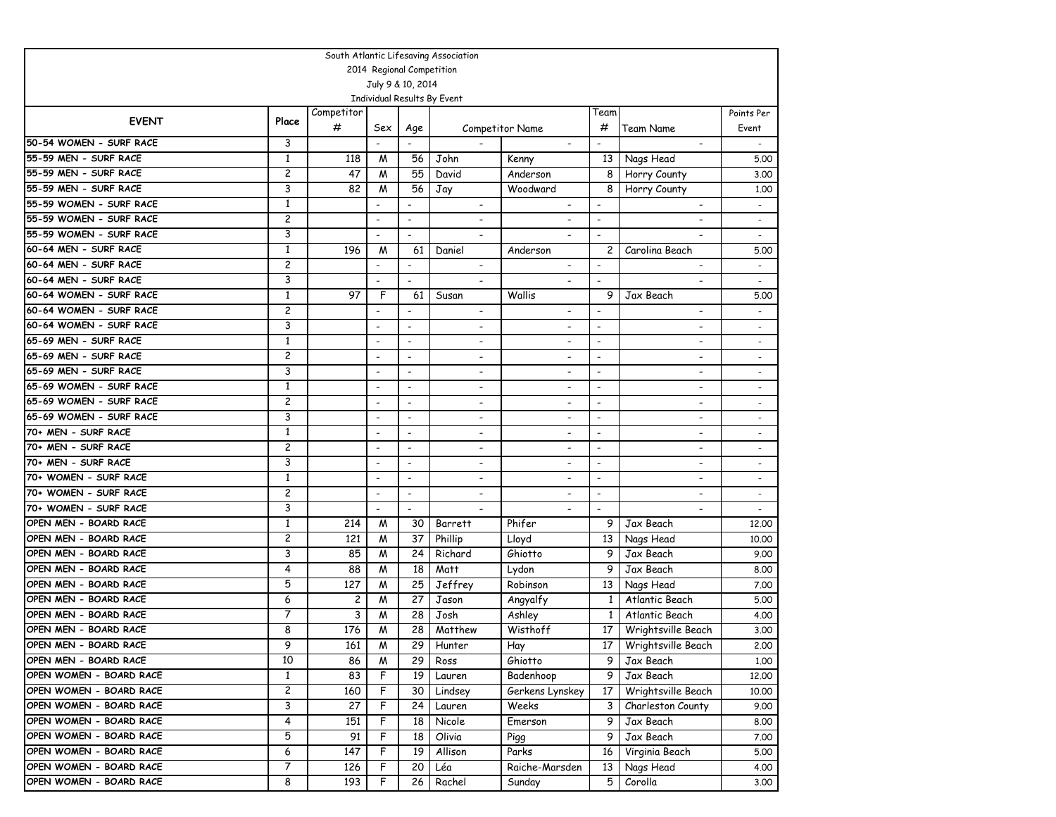South Atlantic Lifesaving Association

2014 Regional Competition

July 9 & 10, 2014

Individual Results By Event

| EVENT | Place | Competitor # | Sex | Age | Competitor Name | | Team # | Team Name | Points Per Event |
|---|---|---|---|---|---|---|---|---|---|
| 50-54 WOMEN - SURF RACE | 3 | | - | - | - | - | - | - | - |
| 55-59 MEN - SURF RACE | 1 | 118 | M | 56 | John | Kenny | 13 | Nags Head | 5.00 |
| 55-59 MEN - SURF RACE | 2 | 47 | M | 55 | David | Anderson | 8 | Horry County | 3.00 |
| 55-59 MEN - SURF RACE | 3 | 82 | M | 56 | Jay | Woodward | 8 | Horry County | 1.00 |
| 55-59 WOMEN - SURF RACE | 1 | | - | - | - | - | - | - | - |
| 55-59 WOMEN - SURF RACE | 2 | | - | - | - | - | - | - | - |
| 55-59 WOMEN - SURF RACE | 3 | | - | - | - | - | - | - | - |
| 60-64 MEN - SURF RACE | 1 | 196 | M | 61 | Daniel | Anderson | 2 | Carolina Beach | 5.00 |
| 60-64 MEN - SURF RACE | 2 | | - | - | - | - | - | - | - |
| 60-64 MEN - SURF RACE | 3 | | - | - | - | - | - | - | - |
| 60-64 WOMEN - SURF RACE | 1 | 97 | F | 61 | Susan | Wallis | 9 | Jax Beach | 5.00 |
| 60-64 WOMEN - SURF RACE | 2 | | - | - | - | - | - | - | - |
| 60-64 WOMEN - SURF RACE | 3 | | - | - | - | - | - | - | - |
| 65-69 MEN - SURF RACE | 1 | | - | - | - | - | - | - | - |
| 65-69 MEN - SURF RACE | 2 | | - | - | - | - | - | - | - |
| 65-69 MEN - SURF RACE | 3 | | - | - | - | - | - | - | - |
| 65-69 WOMEN - SURF RACE | 1 | | - | - | - | - | - | - | - |
| 65-69 WOMEN - SURF RACE | 2 | | - | - | - | - | - | - | - |
| 65-69 WOMEN - SURF RACE | 3 | | - | - | - | - | - | - | - |
| 70+ MEN - SURF RACE | 1 | | - | - | - | - | - | - | - |
| 70+ MEN - SURF RACE | 2 | | - | - | - | - | - | - | - |
| 70+ MEN - SURF RACE | 3 | | - | - | - | - | - | - | - |
| 70+ WOMEN - SURF RACE | 1 | | - | - | - | - | - | - | - |
| 70+ WOMEN - SURF RACE | 2 | | - | - | - | - | - | - | - |
| 70+ WOMEN - SURF RACE | 3 | | - | - | - | - | - | - | - |
| OPEN MEN - BOARD RACE | 1 | 214 | M | 30 | Barrett | Phifer | 9 | Jax Beach | 12.00 |
| OPEN MEN - BOARD RACE | 2 | 121 | M | 37 | Phillip | Lloyd | 13 | Nags Head | 10.00 |
| OPEN MEN - BOARD RACE | 3 | 85 | M | 24 | Richard | Ghiotto | 9 | Jax Beach | 9.00 |
| OPEN MEN - BOARD RACE | 4 | 88 | M | 18 | Matt | Lydon | 9 | Jax Beach | 8.00 |
| OPEN MEN - BOARD RACE | 5 | 127 | M | 25 | Jeffrey | Robinson | 13 | Nags Head | 7.00 |
| OPEN MEN - BOARD RACE | 6 | 2 | M | 27 | Jason | Angyalfy | 1 | Atlantic Beach | 5.00 |
| OPEN MEN - BOARD RACE | 7 | 3 | M | 28 | Josh | Ashley | 1 | Atlantic Beach | 4.00 |
| OPEN MEN - BOARD RACE | 8 | 176 | M | 28 | Matthew | Wisthoff | 17 | Wrightsville Beach | 3.00 |
| OPEN MEN - BOARD RACE | 9 | 161 | M | 29 | Hunter | Hay | 17 | Wrightsville Beach | 2.00 |
| OPEN MEN - BOARD RACE | 10 | 86 | M | 29 | Ross | Ghiotto | 9 | Jax Beach | 1.00 |
| OPEN WOMEN - BOARD RACE | 1 | 83 | F | 19 | Lauren | Badenhoop | 9 | Jax Beach | 12.00 |
| OPEN WOMEN - BOARD RACE | 2 | 160 | F | 30 | Lindsey | Gerkens Lynskey | 17 | Wrightsville Beach | 10.00 |
| OPEN WOMEN - BOARD RACE | 3 | 27 | F | 24 | Lauren | Weeks | 3 | Charleston County | 9.00 |
| OPEN WOMEN - BOARD RACE | 4 | 151 | F | 18 | Nicole | Emerson | 9 | Jax Beach | 8.00 |
| OPEN WOMEN - BOARD RACE | 5 | 91 | F | 18 | Olivia | Pigg | 9 | Jax Beach | 7.00 |
| OPEN WOMEN - BOARD RACE | 6 | 147 | F | 19 | Allison | Parks | 16 | Virginia Beach | 5.00 |
| OPEN WOMEN - BOARD RACE | 7 | 126 | F | 20 | Léa | Raiche-Marsden | 13 | Nags Head | 4.00 |
| OPEN WOMEN - BOARD RACE | 8 | 193 | F | 26 | Rachel | Sunday | 5 | Corolla | 3.00 |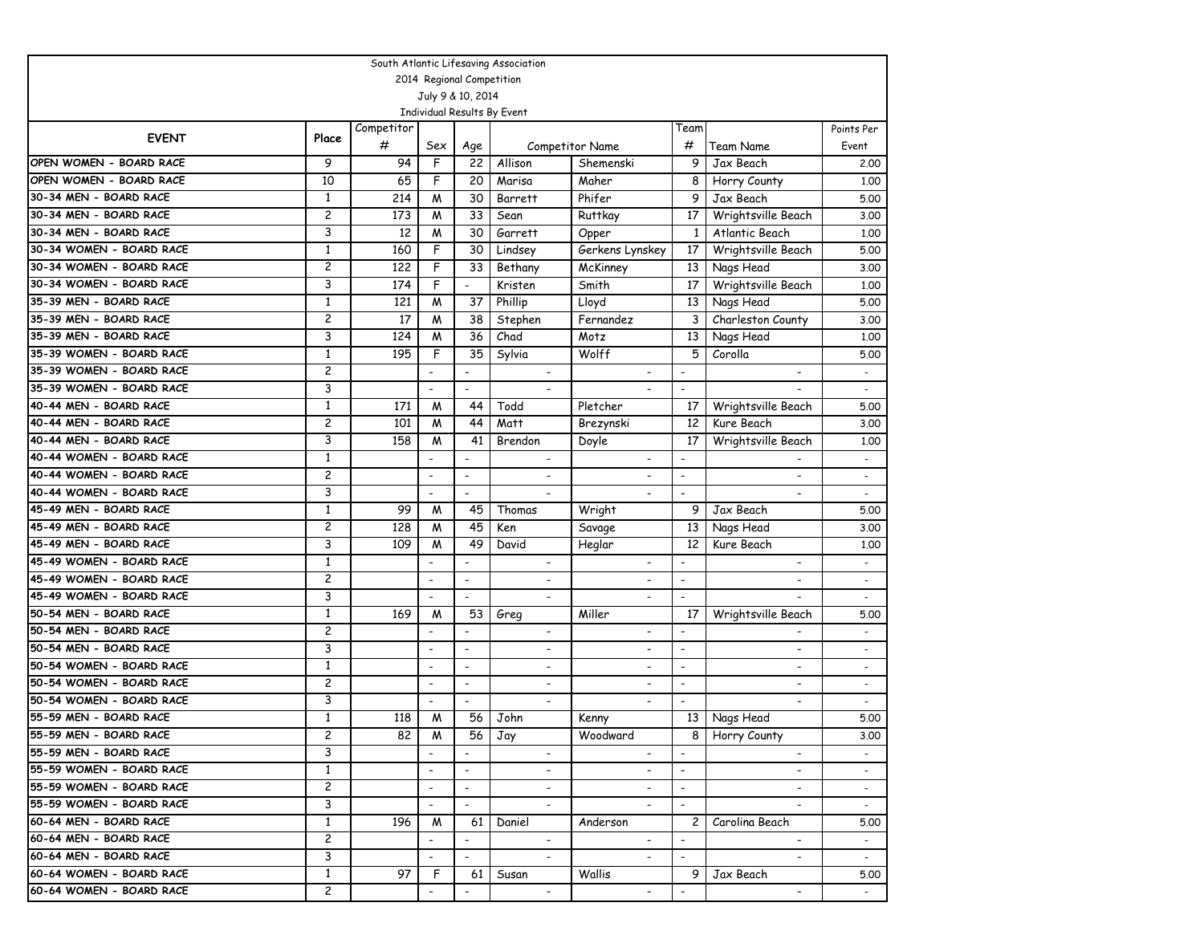South Atlantic Lifesaving Association

2014 Regional Competition

July 9 & 10, 2014

Individual Results By Event

| EVENT | Place | Competitor # | Sex | Age | Competitor Name | | Team # | Team Name | Points Per Event |
|---|---|---|---|---|---|---|---|---|---|
| OPEN WOMEN - BOARD RACE | 9 | 94 | F | 22 | Allison | Shemenski | 9 | Jax Beach | 2.00 |
| OPEN WOMEN - BOARD RACE | 10 | 65 | F | 20 | Marisa | Maher | 8 | Horry County | 1.00 |
| 30-34 MEN - BOARD RACE | 1 | 214 | M | 30 | Barrett | Phifer | 9 | Jax Beach | 5.00 |
| 30-34 MEN - BOARD RACE | 2 | 173 | M | 33 | Sean | Ruttkay | 17 | Wrightsville Beach | 3.00 |
| 30-34 MEN - BOARD RACE | 3 | 12 | M | 30 | Garrett | Opper | 1 | Atlantic Beach | 1.00 |
| 30-34 WOMEN - BOARD RACE | 1 | 160 | F | 30 | Lindsey | Gerkens Lynskey | 17 | Wrightsville Beach | 5.00 |
| 30-34 WOMEN - BOARD RACE | 2 | 122 | F | 33 | Bethany | McKinney | 13 | Nags Head | 3.00 |
| 30-34 WOMEN - BOARD RACE | 3 | 174 | F | - | Kristen | Smith | 17 | Wrightsville Beach | 1.00 |
| 35-39 MEN - BOARD RACE | 1 | 121 | M | 37 | Phillip | Lloyd | 13 | Nags Head | 5.00 |
| 35-39 MEN - BOARD RACE | 2 | 17 | M | 38 | Stephen | Fernandez | 3 | Charleston County | 3.00 |
| 35-39 MEN - BOARD RACE | 3 | 124 | M | 36 | Chad | Motz | 13 | Nags Head | 1.00 |
| 35-39 WOMEN - BOARD RACE | 1 | 195 | F | 35 | Sylvia | Wolff | 5 | Corolla | 5.00 |
| 35-39 WOMEN - BOARD RACE | 2 | | - | - | - | - | - | - | - |
| 35-39 WOMEN - BOARD RACE | 3 | | - | - | - | - | - | - | - |
| 40-44 MEN - BOARD RACE | 1 | 171 | M | 44 | Todd | Pletcher | 17 | Wrightsville Beach | 5.00 |
| 40-44 MEN - BOARD RACE | 2 | 101 | M | 44 | Matt | Brezynski | 12 | Kure Beach | 3.00 |
| 40-44 MEN - BOARD RACE | 3 | 158 | M | 41 | Brendon | Doyle | 17 | Wrightsville Beach | 1.00 |
| 40-44 WOMEN - BOARD RACE | 1 | | - | - | - | - | - | - | - |
| 40-44 WOMEN - BOARD RACE | 2 | | - | - | - | - | - | - | - |
| 40-44 WOMEN - BOARD RACE | 3 | | - | - | - | - | - | - | - |
| 45-49 MEN - BOARD RACE | 1 | 99 | M | 45 | Thomas | Wright | 9 | Jax Beach | 5.00 |
| 45-49 MEN - BOARD RACE | 2 | 128 | M | 45 | Ken | Savage | 13 | Nags Head | 3.00 |
| 45-49 MEN - BOARD RACE | 3 | 109 | M | 49 | David | Heglar | 12 | Kure Beach | 1.00 |
| 45-49 WOMEN - BOARD RACE | 1 | | - | - | - | - | - | - | - |
| 45-49 WOMEN - BOARD RACE | 2 | | - | - | - | - | - | - | - |
| 45-49 WOMEN - BOARD RACE | 3 | | - | - | - | - | - | - | - |
| 50-54 MEN - BOARD RACE | 1 | 169 | M | 53 | Greg | Miller | 17 | Wrightsville Beach | 5.00 |
| 50-54 MEN - BOARD RACE | 2 | | - | - | - | - | - | - | - |
| 50-54 MEN - BOARD RACE | 3 | | - | - | - | - | - | - | - |
| 50-54 WOMEN - BOARD RACE | 1 | | - | - | - | - | - | - | - |
| 50-54 WOMEN - BOARD RACE | 2 | | - | - | - | - | - | - | - |
| 50-54 WOMEN - BOARD RACE | 3 | | - | - | - | - | - | - | - |
| 55-59 MEN - BOARD RACE | 1 | 118 | M | 56 | John | Kenny | 13 | Nags Head | 5.00 |
| 55-59 MEN - BOARD RACE | 2 | 82 | M | 56 | Jay | Woodward | 8 | Horry County | 3.00 |
| 55-59 MEN - BOARD RACE | 3 | | - | - | - | - | - | - | - |
| 55-59 WOMEN - BOARD RACE | 1 | | - | - | - | - | - | - | - |
| 55-59 WOMEN - BOARD RACE | 2 | | - | - | - | - | - | - | - |
| 55-59 WOMEN - BOARD RACE | 3 | | - | - | - | - | - | - | - |
| 60-64 MEN - BOARD RACE | 1 | 196 | M | 61 | Daniel | Anderson | 2 | Carolina Beach | 5.00 |
| 60-64 MEN - BOARD RACE | 2 | | - | - | - | - | - | - | - |
| 60-64 MEN - BOARD RACE | 3 | | - | - | - | - | - | - | - |
| 60-64 WOMEN - BOARD RACE | 1 | 97 | F | 61 | Susan | Wallis | 9 | Jax Beach | 5.00 |
| 60-64 WOMEN - BOARD RACE | 2 | | - | - | - | - | - | - | - |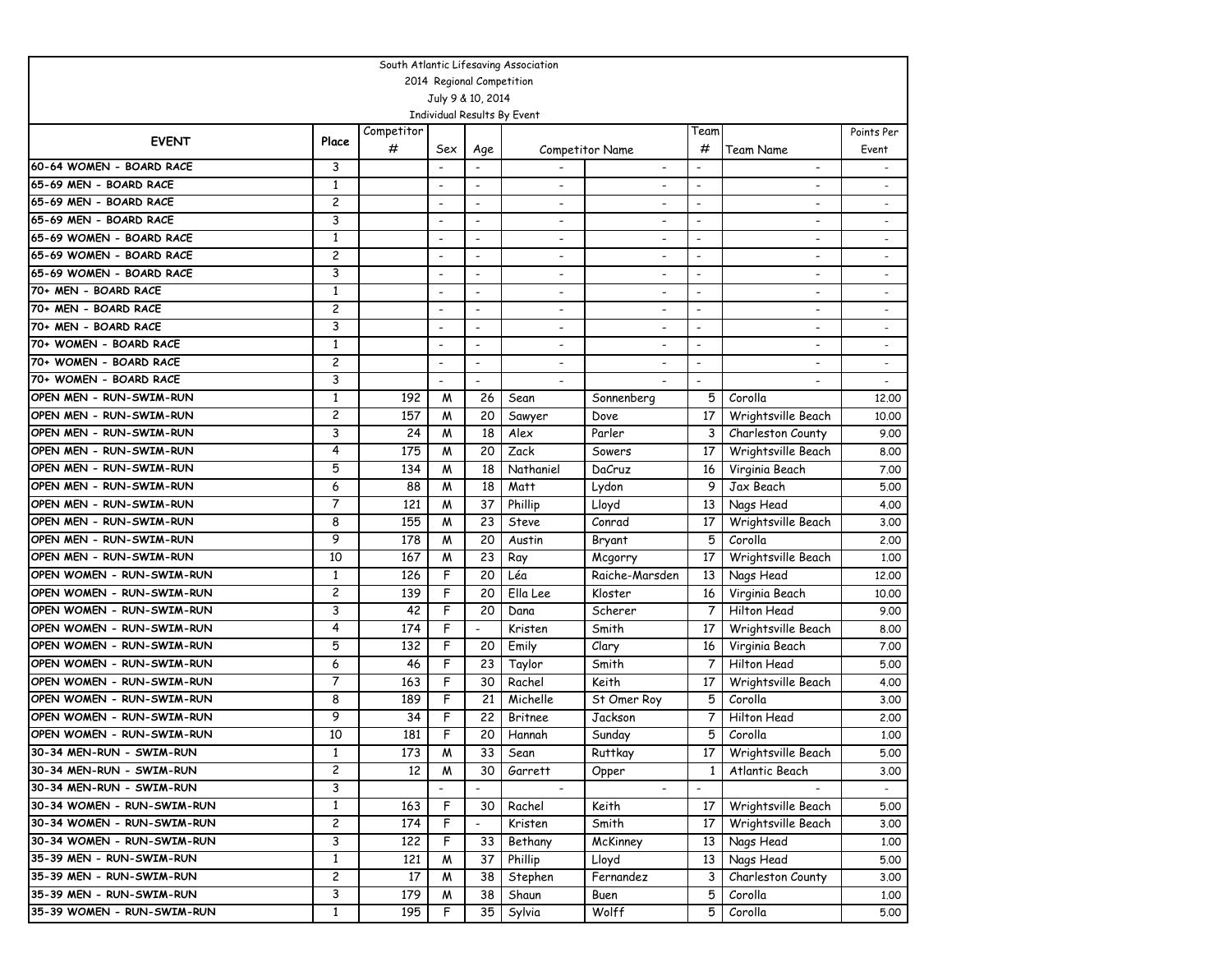South Atlantic Lifesaving Association
2014 Regional Competition
July 9 & 10, 2014
Individual Results By Event

| EVENT | Place | Competitor # | Sex | Age | Competitor Name | | Team # | Team Name | Points Per Event |
|---|---|---|---|---|---|---|---|---|---|
| 60-64 WOMEN - BOARD RACE | 3 | | - | - | - | - | - | - | - |
| 65-69 MEN - BOARD RACE | 1 | | - | - | - | - | - | - | - |
| 65-69 MEN - BOARD RACE | 2 | | - | - | - | - | - | - | - |
| 65-69 MEN - BOARD RACE | 3 | | - | - | - | - | - | - | - |
| 65-69 WOMEN - BOARD RACE | 1 | | - | - | - | - | - | - | - |
| 65-69 WOMEN - BOARD RACE | 2 | | - | - | - | - | - | - | - |
| 65-69 WOMEN - BOARD RACE | 3 | | - | - | - | - | - | - | - |
| 70+ MEN - BOARD RACE | 1 | | - | - | - | - | - | - | - |
| 70+ MEN - BOARD RACE | 2 | | - | - | - | - | - | - | - |
| 70+ MEN - BOARD RACE | 3 | | - | - | - | - | - | - | - |
| 70+ WOMEN - BOARD RACE | 1 | | - | - | - | - | - | - | - |
| 70+ WOMEN - BOARD RACE | 2 | | - | - | - | - | - | - | - |
| 70+ WOMEN - BOARD RACE | 3 | | - | - | - | - | - | - | - |
| OPEN MEN - RUN-SWIM-RUN | 1 | 192 | M | 26 | Sean | Sonnenberg | 5 | Corolla | 12.00 |
| OPEN MEN - RUN-SWIM-RUN | 2 | 157 | M | 20 | Sawyer | Dove | 17 | Wrightsville Beach | 10.00 |
| OPEN MEN - RUN-SWIM-RUN | 3 | 24 | M | 18 | Alex | Parler | 3 | Charleston County | 9.00 |
| OPEN MEN - RUN-SWIM-RUN | 4 | 175 | M | 20 | Zack | Sowers | 17 | Wrightsville Beach | 8.00 |
| OPEN MEN - RUN-SWIM-RUN | 5 | 134 | M | 18 | Nathaniel | DaCruz | 16 | Virginia Beach | 7.00 |
| OPEN MEN - RUN-SWIM-RUN | 6 | 88 | M | 18 | Matt | Lydon | 9 | Jax Beach | 5.00 |
| OPEN MEN - RUN-SWIM-RUN | 7 | 121 | M | 37 | Phillip | Lloyd | 13 | Nags Head | 4.00 |
| OPEN MEN - RUN-SWIM-RUN | 8 | 155 | M | 23 | Steve | Conrad | 17 | Wrightsville Beach | 3.00 |
| OPEN MEN - RUN-SWIM-RUN | 9 | 178 | M | 20 | Austin | Bryant | 5 | Corolla | 2.00 |
| OPEN MEN - RUN-SWIM-RUN | 10 | 167 | M | 23 | Ray | Mcgorry | 17 | Wrightsville Beach | 1.00 |
| OPEN WOMEN - RUN-SWIM-RUN | 1 | 126 | F | 20 | Léa | Raiche-Marsden | 13 | Nags Head | 12.00 |
| OPEN WOMEN - RUN-SWIM-RUN | 2 | 139 | F | 20 | Ella Lee | Kloster | 16 | Virginia Beach | 10.00 |
| OPEN WOMEN - RUN-SWIM-RUN | 3 | 42 | F | 20 | Dana | Scherer | 7 | Hilton Head | 9.00 |
| OPEN WOMEN - RUN-SWIM-RUN | 4 | 174 | F | - | Kristen | Smith | 17 | Wrightsville Beach | 8.00 |
| OPEN WOMEN - RUN-SWIM-RUN | 5 | 132 | F | 20 | Emily | Clary | 16 | Virginia Beach | 7.00 |
| OPEN WOMEN - RUN-SWIM-RUN | 6 | 46 | F | 23 | Taylor | Smith | 7 | Hilton Head | 5.00 |
| OPEN WOMEN - RUN-SWIM-RUN | 7 | 163 | F | 30 | Rachel | Keith | 17 | Wrightsville Beach | 4.00 |
| OPEN WOMEN - RUN-SWIM-RUN | 8 | 189 | F | 21 | Michelle | St Omer Roy | 5 | Corolla | 3.00 |
| OPEN WOMEN - RUN-SWIM-RUN | 9 | 34 | F | 22 | Britnee | Jackson | 7 | Hilton Head | 2.00 |
| OPEN WOMEN - RUN-SWIM-RUN | 10 | 181 | F | 20 | Hannah | Sunday | 5 | Corolla | 1.00 |
| 30-34 MEN-RUN - SWIM-RUN | 1 | 173 | M | 33 | Sean | Ruttkay | 17 | Wrightsville Beach | 5.00 |
| 30-34 MEN-RUN - SWIM-RUN | 2 | 12 | M | 30 | Garrett | Opper | 1 | Atlantic Beach | 3.00 |
| 30-34 MEN-RUN - SWIM-RUN | 3 | | - | - | - | - | - | - | - |
| 30-34 WOMEN - RUN-SWIM-RUN | 1 | 163 | F | 30 | Rachel | Keith | 17 | Wrightsville Beach | 5.00 |
| 30-34 WOMEN - RUN-SWIM-RUN | 2 | 174 | F | - | Kristen | Smith | 17 | Wrightsville Beach | 3.00 |
| 30-34 WOMEN - RUN-SWIM-RUN | 3 | 122 | F | 33 | Bethany | McKinney | 13 | Nags Head | 1.00 |
| 35-39 MEN - RUN-SWIM-RUN | 1 | 121 | M | 37 | Phillip | Lloyd | 13 | Nags Head | 5.00 |
| 35-39 MEN - RUN-SWIM-RUN | 2 | 17 | M | 38 | Stephen | Fernandez | 3 | Charleston County | 3.00 |
| 35-39 MEN - RUN-SWIM-RUN | 3 | 179 | M | 38 | Shaun | Buen | 5 | Corolla | 1.00 |
| 35-39 WOMEN - RUN-SWIM-RUN | 1 | 195 | F | 35 | Sylvia | Wolff | 5 | Corolla | 5.00 |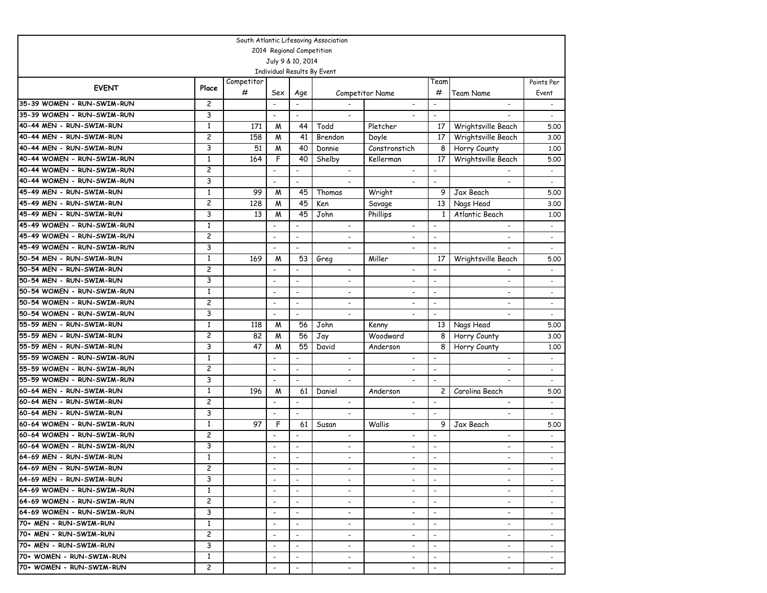South Atlantic Lifesaving Association

2014 Regional Competition

July 9 & 10, 2014

Individual Results By Event

| EVENT | Place | Competitor # | Sex | Age | Competitor Name | | Team # | Team Name | Points Per Event |
|---|---|---|---|---|---|---|---|---|---|
| 35-39 WOMEN - RUN-SWIM-RUN | 2 | | - | - | - | - | - | - | - |
| 35-39 WOMEN - RUN-SWIM-RUN | 3 | | - | - | - | - | - | - | - |
| 40-44 MEN - RUN-SWIM-RUN | 1 | 171 | M | 44 | Todd | Pletcher | 17 | Wrightsville Beach | 5.00 |
| 40-44 MEN - RUN-SWIM-RUN | 2 | 158 | M | 41 | Brendon | Doyle | 17 | Wrightsville Beach | 3.00 |
| 40-44 MEN - RUN-SWIM-RUN | 3 | 51 | M | 40 | Donnie | Constronstich | 8 | Horry County | 1.00 |
| 40-44 WOMEN - RUN-SWIM-RUN | 1 | 164 | F | 40 | Shelby | Kellerman | 17 | Wrightsville Beach | 5.00 |
| 40-44 WOMEN - RUN-SWIM-RUN | 2 | | - | - | - | - | - | - | - |
| 40-44 WOMEN - RUN-SWIM-RUN | 3 | | - | - | - | - | - | - | - |
| 45-49 MEN - RUN-SWIM-RUN | 1 | 99 | M | 45 | Thomas | Wright | 9 | Jax Beach | 5.00 |
| 45-49 MEN - RUN-SWIM-RUN | 2 | 128 | M | 45 | Ken | Savage | 13 | Nags Head | 3.00 |
| 45-49 MEN - RUN-SWIM-RUN | 3 | 13 | M | 45 | John | Phillips | 1 | Atlantic Beach | 1.00 |
| 45-49 WOMEN - RUN-SWIM-RUN | 1 | | - | - | - | - | - | - | - |
| 45-49 WOMEN - RUN-SWIM-RUN | 2 | | - | - | - | - | - | - | - |
| 45-49 WOMEN - RUN-SWIM-RUN | 3 | | - | - | - | - | - | - | - |
| 50-54 MEN - RUN-SWIM-RUN | 1 | 169 | M | 53 | Greg | Miller | 17 | Wrightsville Beach | 5.00 |
| 50-54 MEN - RUN-SWIM-RUN | 2 | | - | - | - | - | - | - | - |
| 50-54 MEN - RUN-SWIM-RUN | 3 | | - | - | - | - | - | - | - |
| 50-54 WOMEN - RUN-SWIM-RUN | 1 | | - | - | - | - | - | - | - |
| 50-54 WOMEN - RUN-SWIM-RUN | 2 | | - | - | - | - | - | - | - |
| 50-54 WOMEN - RUN-SWIM-RUN | 3 | | - | - | - | - | - | - | - |
| 55-59 MEN - RUN-SWIM-RUN | 1 | 118 | M | 56 | John | Kenny | 13 | Nags Head | 5.00 |
| 55-59 MEN - RUN-SWIM-RUN | 2 | 82 | M | 56 | Jay | Woodward | 8 | Horry County | 3.00 |
| 55-59 MEN - RUN-SWIM-RUN | 3 | 47 | M | 55 | David | Anderson | 8 | Horry County | 1.00 |
| 55-59 WOMEN - RUN-SWIM-RUN | 1 | | - | - | - | - | - | - | - |
| 55-59 WOMEN - RUN-SWIM-RUN | 2 | | - | - | - | - | - | - | - |
| 55-59 WOMEN - RUN-SWIM-RUN | 3 | | - | - | - | - | - | - | - |
| 60-64 MEN - RUN-SWIM-RUN | 1 | 196 | M | 61 | Daniel | Anderson | 2 | Carolina Beach | 5.00 |
| 60-64 MEN - RUN-SWIM-RUN | 2 | | - | - | - | - | - | - | - |
| 60-64 MEN - RUN-SWIM-RUN | 3 | | - | - | - | - | - | - | - |
| 60-64 WOMEN - RUN-SWIM-RUN | 1 | 97 | F | 61 | Susan | Wallis | 9 | Jax Beach | 5.00 |
| 60-64 WOMEN - RUN-SWIM-RUN | 2 | | - | - | - | - | - | - | - |
| 60-64 WOMEN - RUN-SWIM-RUN | 3 | | - | - | - | - | - | - | - |
| 64-69 MEN - RUN-SWIM-RUN | 1 | | - | - | - | - | - | - | - |
| 64-69 MEN - RUN-SWIM-RUN | 2 | | - | - | - | - | - | - | - |
| 64-69 MEN - RUN-SWIM-RUN | 3 | | - | - | - | - | - | - | - |
| 64-69 WOMEN - RUN-SWIM-RUN | 1 | | - | - | - | - | - | - | - |
| 64-69 WOMEN - RUN-SWIM-RUN | 2 | | - | - | - | - | - | - | - |
| 64-69 WOMEN - RUN-SWIM-RUN | 3 | | - | - | - | - | - | - | - |
| 70+ MEN - RUN-SWIM-RUN | 1 | | - | - | - | - | - | - | - |
| 70+ MEN - RUN-SWIM-RUN | 2 | | - | - | - | - | - | - | - |
| 70+ MEN - RUN-SWIM-RUN | 3 | | - | - | - | - | - | - | - |
| 70+ WOMEN - RUN-SWIM-RUN | 1 | | - | - | - | - | - | - | - |
| 70+ WOMEN - RUN-SWIM-RUN | 2 | | - | - | - | - | - | - | - |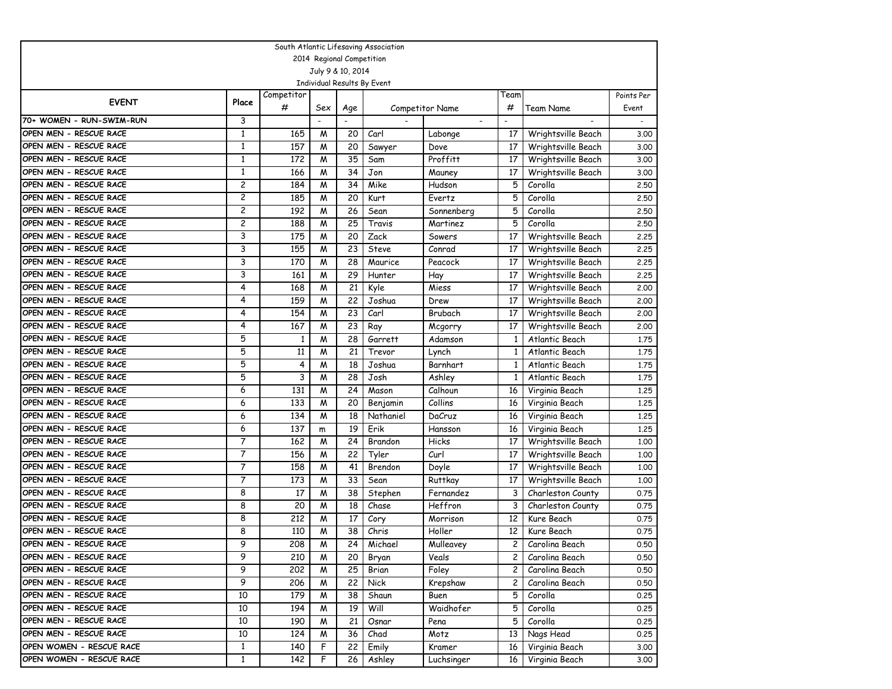South Atlantic Lifesaving Association
2014 Regional Competition
July 9 & 10, 2014
Individual Results By Event

| EVENT | Place | Competitor # | Sex | Age | Competitor Name | | Team # | Team Name | Points Per Event |
|---|---|---|---|---|---|---|---|---|---|
| 70+ WOMEN - RUN-SWIM-RUN | 3 | | - | - | - | - | - | - | - |
| OPEN MEN - RESCUE RACE | 1 | 165 | M | 20 | Carl | Labonge | 17 | Wrightsville Beach | 3.00 |
| OPEN MEN - RESCUE RACE | 1 | 157 | M | 20 | Sawyer | Dove | 17 | Wrightsville Beach | 3.00 |
| OPEN MEN - RESCUE RACE | 1 | 172 | M | 35 | Sam | Proffitt | 17 | Wrightsville Beach | 3.00 |
| OPEN MEN - RESCUE RACE | 1 | 166 | M | 34 | Jon | Mauney | 17 | Wrightsville Beach | 3.00 |
| OPEN MEN - RESCUE RACE | 2 | 184 | M | 34 | Mike | Hudson | 5 | Corolla | 2.50 |
| OPEN MEN - RESCUE RACE | 2 | 185 | M | 20 | Kurt | Evertz | 5 | Corolla | 2.50 |
| OPEN MEN - RESCUE RACE | 2 | 192 | M | 26 | Sean | Sonnenberg | 5 | Corolla | 2.50 |
| OPEN MEN - RESCUE RACE | 2 | 188 | M | 25 | Travis | Martinez | 5 | Corolla | 2.50 |
| OPEN MEN - RESCUE RACE | 3 | 175 | M | 20 | Zack | Sowers | 17 | Wrightsville Beach | 2.25 |
| OPEN MEN - RESCUE RACE | 3 | 155 | M | 23 | Steve | Conrad | 17 | Wrightsville Beach | 2.25 |
| OPEN MEN - RESCUE RACE | 3 | 170 | M | 28 | Maurice | Peacock | 17 | Wrightsville Beach | 2.25 |
| OPEN MEN - RESCUE RACE | 3 | 161 | M | 29 | Hunter | Hay | 17 | Wrightsville Beach | 2.25 |
| OPEN MEN - RESCUE RACE | 4 | 168 | M | 21 | Kyle | Miess | 17 | Wrightsville Beach | 2.00 |
| OPEN MEN - RESCUE RACE | 4 | 159 | M | 22 | Joshua | Drew | 17 | Wrightsville Beach | 2.00 |
| OPEN MEN - RESCUE RACE | 4 | 154 | M | 23 | Carl | Brubach | 17 | Wrightsville Beach | 2.00 |
| OPEN MEN - RESCUE RACE | 4 | 167 | M | 23 | Ray | Mcgorry | 17 | Wrightsville Beach | 2.00 |
| OPEN MEN - RESCUE RACE | 5 | 1 | M | 28 | Garrett | Adamson | 1 | Atlantic Beach | 1.75 |
| OPEN MEN - RESCUE RACE | 5 | 11 | M | 21 | Trevor | Lynch | 1 | Atlantic Beach | 1.75 |
| OPEN MEN - RESCUE RACE | 5 | 4 | M | 18 | Joshua | Barnhart | 1 | Atlantic Beach | 1.75 |
| OPEN MEN - RESCUE RACE | 5 | 3 | M | 28 | Josh | Ashley | 1 | Atlantic Beach | 1.75 |
| OPEN MEN - RESCUE RACE | 6 | 131 | M | 24 | Mason | Calhoun | 16 | Virginia Beach | 1.25 |
| OPEN MEN - RESCUE RACE | 6 | 133 | M | 20 | Benjamin | Collins | 16 | Virginia Beach | 1.25 |
| OPEN MEN - RESCUE RACE | 6 | 134 | M | 18 | Nathaniel | DaCruz | 16 | Virginia Beach | 1.25 |
| OPEN MEN - RESCUE RACE | 6 | 137 | m | 19 | Erik | Hansson | 16 | Virginia Beach | 1.25 |
| OPEN MEN - RESCUE RACE | 7 | 162 | M | 24 | Brandon | Hicks | 17 | Wrightsville Beach | 1.00 |
| OPEN MEN - RESCUE RACE | 7 | 156 | M | 22 | Tyler | Curl | 17 | Wrightsville Beach | 1.00 |
| OPEN MEN - RESCUE RACE | 7 | 158 | M | 41 | Brendon | Doyle | 17 | Wrightsville Beach | 1.00 |
| OPEN MEN - RESCUE RACE | 7 | 173 | M | 33 | Sean | Ruttkay | 17 | Wrightsville Beach | 1.00 |
| OPEN MEN - RESCUE RACE | 8 | 17 | M | 38 | Stephen | Fernandez | 3 | Charleston County | 0.75 |
| OPEN MEN - RESCUE RACE | 8 | 20 | M | 18 | Chase | Heffron | 3 | Charleston County | 0.75 |
| OPEN MEN - RESCUE RACE | 8 | 212 | M | 17 | Cory | Morrison | 12 | Kure Beach | 0.75 |
| OPEN MEN - RESCUE RACE | 8 | 110 | M | 38 | Chris | Holler | 12 | Kure Beach | 0.75 |
| OPEN MEN - RESCUE RACE | 9 | 208 | M | 24 | Michael | Mulleavey | 2 | Carolina Beach | 0.50 |
| OPEN MEN - RESCUE RACE | 9 | 210 | M | 20 | Bryan | Veals | 2 | Carolina Beach | 0.50 |
| OPEN MEN - RESCUE RACE | 9 | 202 | M | 25 | Brian | Foley | 2 | Carolina Beach | 0.50 |
| OPEN MEN - RESCUE RACE | 9 | 206 | M | 22 | Nick | Krepshaw | 2 | Carolina Beach | 0.50 |
| OPEN MEN - RESCUE RACE | 10 | 179 | M | 38 | Shaun | Buen | 5 | Corolla | 0.25 |
| OPEN MEN - RESCUE RACE | 10 | 194 | M | 19 | Will | Waidhofer | 5 | Corolla | 0.25 |
| OPEN MEN - RESCUE RACE | 10 | 190 | M | 21 | Osnar | Pena | 5 | Corolla | 0.25 |
| OPEN MEN - RESCUE RACE | 10 | 124 | M | 36 | Chad | Motz | 13 | Nags Head | 0.25 |
| OPEN WOMEN - RESCUE RACE | 1 | 140 | F | 22 | Emily | Kramer | 16 | Virginia Beach | 3.00 |
| OPEN WOMEN - RESCUE RACE | 1 | 142 | F | 26 | Ashley | Luchsinger | 16 | Virginia Beach | 3.00 |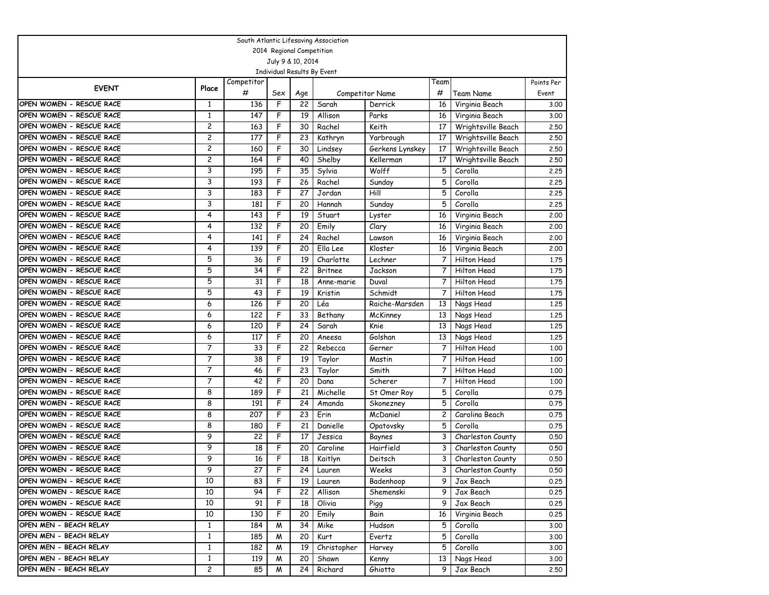South Atlantic Lifesaving Association
2014 Regional Competition
July 9 & 10, 2014
Individual Results By Event

| EVENT | Place | Competitor # | Sex | Age | Competitor Name | | Team # | Team Name | Points Per Event |
|---|---|---|---|---|---|---|---|---|---|
| OPEN WOMEN - RESCUE RACE | 1 | 136 | F | 22 | Sarah | Derrick | 16 | Virginia Beach | 3.00 |
| OPEN WOMEN - RESCUE RACE | 1 | 147 | F | 19 | Allison | Parks | 16 | Virginia Beach | 3.00 |
| OPEN WOMEN - RESCUE RACE | 2 | 163 | F | 30 | Rachel | Keith | 17 | Wrightsville Beach | 2.50 |
| OPEN WOMEN - RESCUE RACE | 2 | 177 | F | 23 | Kathryn | Yarbrough | 17 | Wrightsville Beach | 2.50 |
| OPEN WOMEN - RESCUE RACE | 2 | 160 | F | 30 | Lindsey | Gerkens Lynskey | 17 | Wrightsville Beach | 2.50 |
| OPEN WOMEN - RESCUE RACE | 2 | 164 | F | 40 | Shelby | Kellerman | 17 | Wrightsville Beach | 2.50 |
| OPEN WOMEN - RESCUE RACE | 3 | 195 | F | 35 | Sylvia | Wolff | 5 | Corolla | 2.25 |
| OPEN WOMEN - RESCUE RACE | 3 | 193 | F | 26 | Rachel | Sunday | 5 | Corolla | 2.25 |
| OPEN WOMEN - RESCUE RACE | 3 | 183 | F | 27 | Jordan | Hill | 5 | Corolla | 2.25 |
| OPEN WOMEN - RESCUE RACE | 3 | 181 | F | 20 | Hannah | Sunday | 5 | Corolla | 2.25 |
| OPEN WOMEN - RESCUE RACE | 4 | 143 | F | 19 | Stuart | Lyster | 16 | Virginia Beach | 2.00 |
| OPEN WOMEN - RESCUE RACE | 4 | 132 | F | 20 | Emily | Clary | 16 | Virginia Beach | 2.00 |
| OPEN WOMEN - RESCUE RACE | 4 | 141 | F | 24 | Rachel | Lawson | 16 | Virginia Beach | 2.00 |
| OPEN WOMEN - RESCUE RACE | 4 | 139 | F | 20 | Ella Lee | Kloster | 16 | Virginia Beach | 2.00 |
| OPEN WOMEN - RESCUE RACE | 5 | 36 | F | 19 | Charlotte | Lechner | 7 | Hilton Head | 1.75 |
| OPEN WOMEN - RESCUE RACE | 5 | 34 | F | 22 | Britnee | Jackson | 7 | Hilton Head | 1.75 |
| OPEN WOMEN - RESCUE RACE | 5 | 31 | F | 18 | Anne-marie | Duval | 7 | Hilton Head | 1.75 |
| OPEN WOMEN - RESCUE RACE | 5 | 43 | F | 19 | Kristin | Schmidt | 7 | Hilton Head | 1.75 |
| OPEN WOMEN - RESCUE RACE | 6 | 126 | F | 20 | Léa | Raiche-Marsden | 13 | Nags Head | 1.25 |
| OPEN WOMEN - RESCUE RACE | 6 | 122 | F | 33 | Bethany | McKinney | 13 | Nags Head | 1.25 |
| OPEN WOMEN - RESCUE RACE | 6 | 120 | F | 24 | Sarah | Knie | 13 | Nags Head | 1.25 |
| OPEN WOMEN - RESCUE RACE | 6 | 117 | F | 20 | Aneesa | Golshan | 13 | Nags Head | 1.25 |
| OPEN WOMEN - RESCUE RACE | 7 | 33 | F | 22 | Rebecca | Gerner | 7 | Hilton Head | 1.00 |
| OPEN WOMEN - RESCUE RACE | 7 | 38 | F | 19 | Taylor | Mastin | 7 | Hilton Head | 1.00 |
| OPEN WOMEN - RESCUE RACE | 7 | 46 | F | 23 | Taylor | Smith | 7 | Hilton Head | 1.00 |
| OPEN WOMEN - RESCUE RACE | 7 | 42 | F | 20 | Dana | Scherer | 7 | Hilton Head | 1.00 |
| OPEN WOMEN - RESCUE RACE | 8 | 189 | F | 21 | Michelle | St Omer Roy | 5 | Corolla | 0.75 |
| OPEN WOMEN - RESCUE RACE | 8 | 191 | F | 24 | Amanda | Skonezney | 5 | Corolla | 0.75 |
| OPEN WOMEN - RESCUE RACE | 8 | 207 | F | 23 | Erin | McDaniel | 2 | Carolina Beach | 0.75 |
| OPEN WOMEN - RESCUE RACE | 8 | 180 | F | 21 | Danielle | Opatovsky | 5 | Corolla | 0.75 |
| OPEN WOMEN - RESCUE RACE | 9 | 22 | F | 17 | Jessica | Baynes | 3 | Charleston County | 0.50 |
| OPEN WOMEN - RESCUE RACE | 9 | 18 | F | 20 | Caroline | Hairfield | 3 | Charleston County | 0.50 |
| OPEN WOMEN - RESCUE RACE | 9 | 16 | F | 18 | Kaitlyn | Deitsch | 3 | Charleston County | 0.50 |
| OPEN WOMEN - RESCUE RACE | 9 | 27 | F | 24 | Lauren | Weeks | 3 | Charleston County | 0.50 |
| OPEN WOMEN - RESCUE RACE | 10 | 83 | F | 19 | Lauren | Badenhoop | 9 | Jax Beach | 0.25 |
| OPEN WOMEN - RESCUE RACE | 10 | 94 | F | 22 | Allison | Shemenski | 9 | Jax Beach | 0.25 |
| OPEN WOMEN - RESCUE RACE | 10 | 91 | F | 18 | Olivia | Pigg | 9 | Jax Beach | 0.25 |
| OPEN WOMEN - RESCUE RACE | 10 | 130 | F | 20 | Emily | Bain | 16 | Virginia Beach | 0.25 |
| OPEN MEN - BEACH RELAY | 1 | 184 | M | 34 | Mike | Hudson | 5 | Corolla | 3.00 |
| OPEN MEN - BEACH RELAY | 1 | 185 | M | 20 | Kurt | Evertz | 5 | Corolla | 3.00 |
| OPEN MEN - BEACH RELAY | 1 | 182 | M | 19 | Christopher | Harvey | 5 | Corolla | 3.00 |
| OPEN MEN - BEACH RELAY | 1 | 119 | M | 20 | Shawn | Kenny | 13 | Nags Head | 3.00 |
| OPEN MEN - BEACH RELAY | 2 | 85 | M | 24 | Richard | Ghiotto | 9 | Jax Beach | 2.50 |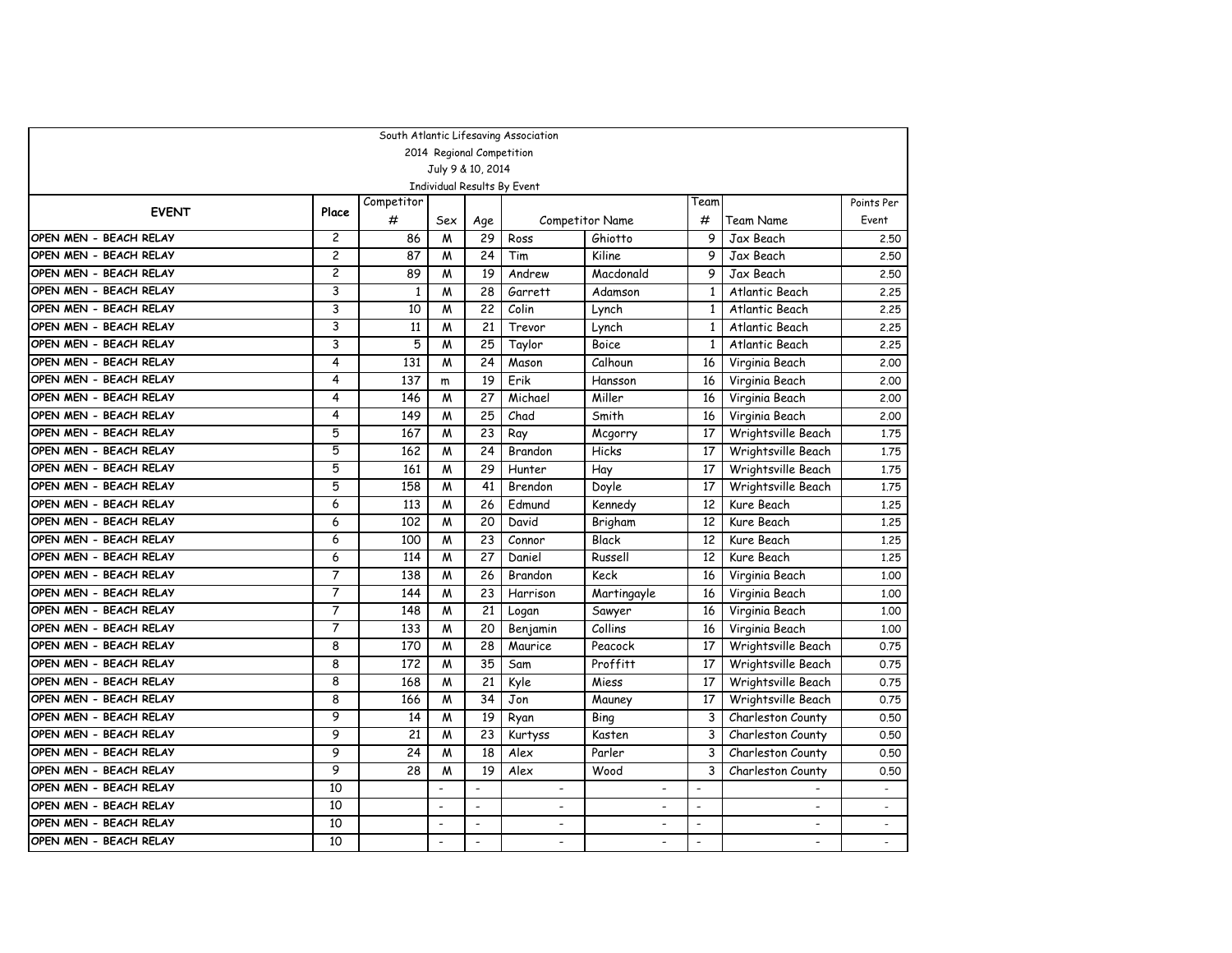South Atlantic Lifesaving Association

2014 Regional Competition

July 9 & 10, 2014

Individual Results By Event

| EVENT | Place | Competitor # | Sex | Age | Competitor Name | | Team # | Team Name | Points Per Event |
|---|---|---|---|---|---|---|---|---|---|
| OPEN MEN - BEACH RELAY | 2 | 86 | M | 29 | Ross | Ghiotto | 9 | Jax Beach | 2.50 |
| OPEN MEN - BEACH RELAY | 2 | 87 | M | 24 | Tim | Kiline | 9 | Jax Beach | 2.50 |
| OPEN MEN - BEACH RELAY | 2 | 89 | M | 19 | Andrew | Macdonald | 9 | Jax Beach | 2.50 |
| OPEN MEN - BEACH RELAY | 3 | 1 | M | 28 | Garrett | Adamson | 1 | Atlantic Beach | 2.25 |
| OPEN MEN - BEACH RELAY | 3 | 10 | M | 22 | Colin | Lynch | 1 | Atlantic Beach | 2.25 |
| OPEN MEN - BEACH RELAY | 3 | 11 | M | 21 | Trevor | Lynch | 1 | Atlantic Beach | 2.25 |
| OPEN MEN - BEACH RELAY | 3 | 5 | M | 25 | Taylor | Boice | 1 | Atlantic Beach | 2.25 |
| OPEN MEN - BEACH RELAY | 4 | 131 | M | 24 | Mason | Calhoun | 16 | Virginia Beach | 2.00 |
| OPEN MEN - BEACH RELAY | 4 | 137 | m | 19 | Erik | Hansson | 16 | Virginia Beach | 2.00 |
| OPEN MEN - BEACH RELAY | 4 | 146 | M | 27 | Michael | Miller | 16 | Virginia Beach | 2.00 |
| OPEN MEN - BEACH RELAY | 4 | 149 | M | 25 | Chad | Smith | 16 | Virginia Beach | 2.00 |
| OPEN MEN - BEACH RELAY | 5 | 167 | M | 23 | Ray | Mcgorry | 17 | Wrightsville Beach | 1.75 |
| OPEN MEN - BEACH RELAY | 5 | 162 | M | 24 | Brandon | Hicks | 17 | Wrightsville Beach | 1.75 |
| OPEN MEN - BEACH RELAY | 5 | 161 | M | 29 | Hunter | Hay | 17 | Wrightsville Beach | 1.75 |
| OPEN MEN - BEACH RELAY | 5 | 158 | M | 41 | Brendon | Doyle | 17 | Wrightsville Beach | 1.75 |
| OPEN MEN - BEACH RELAY | 6 | 113 | M | 26 | Edmund | Kennedy | 12 | Kure Beach | 1.25 |
| OPEN MEN - BEACH RELAY | 6 | 102 | M | 20 | David | Brigham | 12 | Kure Beach | 1.25 |
| OPEN MEN - BEACH RELAY | 6 | 100 | M | 23 | Connor | Black | 12 | Kure Beach | 1.25 |
| OPEN MEN - BEACH RELAY | 6 | 114 | M | 27 | Daniel | Russell | 12 | Kure Beach | 1.25 |
| OPEN MEN - BEACH RELAY | 7 | 138 | M | 26 | Brandon | Keck | 16 | Virginia Beach | 1.00 |
| OPEN MEN - BEACH RELAY | 7 | 144 | M | 23 | Harrison | Martingayle | 16 | Virginia Beach | 1.00 |
| OPEN MEN - BEACH RELAY | 7 | 148 | M | 21 | Logan | Sawyer | 16 | Virginia Beach | 1.00 |
| OPEN MEN - BEACH RELAY | 7 | 133 | M | 20 | Benjamin | Collins | 16 | Virginia Beach | 1.00 |
| OPEN MEN - BEACH RELAY | 8 | 170 | M | 28 | Maurice | Peacock | 17 | Wrightsville Beach | 0.75 |
| OPEN MEN - BEACH RELAY | 8 | 172 | M | 35 | Sam | Proffitt | 17 | Wrightsville Beach | 0.75 |
| OPEN MEN - BEACH RELAY | 8 | 168 | M | 21 | Kyle | Miess | 17 | Wrightsville Beach | 0.75 |
| OPEN MEN - BEACH RELAY | 8 | 166 | M | 34 | Jon | Mauney | 17 | Wrightsville Beach | 0.75 |
| OPEN MEN - BEACH RELAY | 9 | 14 | M | 19 | Ryan | Bing | 3 | Charleston County | 0.50 |
| OPEN MEN - BEACH RELAY | 9 | 21 | M | 23 | Kurtyss | Kasten | 3 | Charleston County | 0.50 |
| OPEN MEN - BEACH RELAY | 9 | 24 | M | 18 | Alex | Parler | 3 | Charleston County | 0.50 |
| OPEN MEN - BEACH RELAY | 9 | 28 | M | 19 | Alex | Wood | 3 | Charleston County | 0.50 |
| OPEN MEN - BEACH RELAY | 10 | | - | - | - | - | - | - | - |
| OPEN MEN - BEACH RELAY | 10 | | - | - | - | - | - | - | - |
| OPEN MEN - BEACH RELAY | 10 | | - | - | - | - | - | - | - |
| OPEN MEN - BEACH RELAY | 10 | | - | - | - | - | - | - | - |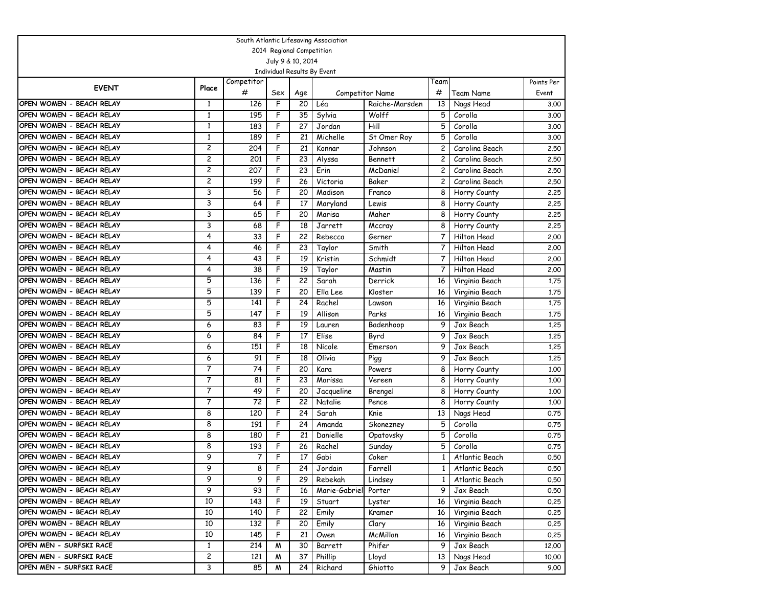South Atlantic Lifesaving Association

2014 Regional Competition

July 9 & 10, 2014

Individual Results By Event

| EVENT | Place | Competitor # | Sex | Age | Competitor Name | | Team # | Team Name | Points Per Event |
|---|---|---|---|---|---|---|---|---|---|
| OPEN WOMEN - BEACH RELAY | 1 | 126 | F | 20 | Léa | Raiche-Marsden | 13 | Nags Head | 3.00 |
| OPEN WOMEN - BEACH RELAY | 1 | 195 | F | 35 | Sylvia | Wolff | 5 | Corolla | 3.00 |
| OPEN WOMEN - BEACH RELAY | 1 | 183 | F | 27 | Jordan | Hill | 5 | Corolla | 3.00 |
| OPEN WOMEN - BEACH RELAY | 1 | 189 | F | 21 | Michelle | St Omer Roy | 5 | Corolla | 3.00 |
| OPEN WOMEN - BEACH RELAY | 2 | 204 | F | 21 | Konnar | Johnson | 2 | Carolina Beach | 2.50 |
| OPEN WOMEN - BEACH RELAY | 2 | 201 | F | 23 | Alyssa | Bennett | 2 | Carolina Beach | 2.50 |
| OPEN WOMEN - BEACH RELAY | 2 | 207 | F | 23 | Erin | McDaniel | 2 | Carolina Beach | 2.50 |
| OPEN WOMEN - BEACH RELAY | 2 | 199 | F | 26 | Victoria | Baker | 2 | Carolina Beach | 2.50 |
| OPEN WOMEN - BEACH RELAY | 3 | 56 | F | 20 | Madison | Franco | 8 | Horry County | 2.25 |
| OPEN WOMEN - BEACH RELAY | 3 | 64 | F | 17 | Maryland | Lewis | 8 | Horry County | 2.25 |
| OPEN WOMEN - BEACH RELAY | 3 | 65 | F | 20 | Marisa | Maher | 8 | Horry County | 2.25 |
| OPEN WOMEN - BEACH RELAY | 3 | 68 | F | 18 | Jarrett | Mccray | 8 | Horry County | 2.25 |
| OPEN WOMEN - BEACH RELAY | 4 | 33 | F | 22 | Rebecca | Gerner | 7 | Hilton Head | 2.00 |
| OPEN WOMEN - BEACH RELAY | 4 | 46 | F | 23 | Taylor | Smith | 7 | Hilton Head | 2.00 |
| OPEN WOMEN - BEACH RELAY | 4 | 43 | F | 19 | Kristin | Schmidt | 7 | Hilton Head | 2.00 |
| OPEN WOMEN - BEACH RELAY | 4 | 38 | F | 19 | Taylor | Mastin | 7 | Hilton Head | 2.00 |
| OPEN WOMEN - BEACH RELAY | 5 | 136 | F | 22 | Sarah | Derrick | 16 | Virginia Beach | 1.75 |
| OPEN WOMEN - BEACH RELAY | 5 | 139 | F | 20 | Ella Lee | Kloster | 16 | Virginia Beach | 1.75 |
| OPEN WOMEN - BEACH RELAY | 5 | 141 | F | 24 | Rachel | Lawson | 16 | Virginia Beach | 1.75 |
| OPEN WOMEN - BEACH RELAY | 5 | 147 | F | 19 | Allison | Parks | 16 | Virginia Beach | 1.75 |
| OPEN WOMEN - BEACH RELAY | 6 | 83 | F | 19 | Lauren | Badenhoop | 9 | Jax Beach | 1.25 |
| OPEN WOMEN - BEACH RELAY | 6 | 84 | F | 17 | Elise | Byrd | 9 | Jax Beach | 1.25 |
| OPEN WOMEN - BEACH RELAY | 6 | 151 | F | 18 | Nicole | Emerson | 9 | Jax Beach | 1.25 |
| OPEN WOMEN - BEACH RELAY | 6 | 91 | F | 18 | Olivia | Pigg | 9 | Jax Beach | 1.25 |
| OPEN WOMEN - BEACH RELAY | 7 | 74 | F | 20 | Kara | Powers | 8 | Horry County | 1.00 |
| OPEN WOMEN - BEACH RELAY | 7 | 81 | F | 23 | Marissa | Vereen | 8 | Horry County | 1.00 |
| OPEN WOMEN - BEACH RELAY | 7 | 49 | F | 20 | Jacqueline | Brengel | 8 | Horry County | 1.00 |
| OPEN WOMEN - BEACH RELAY | 7 | 72 | F | 22 | Natalie | Pence | 8 | Horry County | 1.00 |
| OPEN WOMEN - BEACH RELAY | 8 | 120 | F | 24 | Sarah | Knie | 13 | Nags Head | 0.75 |
| OPEN WOMEN - BEACH RELAY | 8 | 191 | F | 24 | Amanda | Skonezney | 5 | Corolla | 0.75 |
| OPEN WOMEN - BEACH RELAY | 8 | 180 | F | 21 | Danielle | Opatovsky | 5 | Corolla | 0.75 |
| OPEN WOMEN - BEACH RELAY | 8 | 193 | F | 26 | Rachel | Sunday | 5 | Corolla | 0.75 |
| OPEN WOMEN - BEACH RELAY | 9 | 7 | F | 17 | Gabi | Coker | 1 | Atlantic Beach | 0.50 |
| OPEN WOMEN - BEACH RELAY | 9 | 8 | F | 24 | Jordain | Farrell | 1 | Atlantic Beach | 0.50 |
| OPEN WOMEN - BEACH RELAY | 9 | 9 | F | 29 | Rebekah | Lindsey | 1 | Atlantic Beach | 0.50 |
| OPEN WOMEN - BEACH RELAY | 9 | 93 | F | 16 | Marie-Gabriel | Porter | 9 | Jax Beach | 0.50 |
| OPEN WOMEN - BEACH RELAY | 10 | 143 | F | 19 | Stuart | Lyster | 16 | Virginia Beach | 0.25 |
| OPEN WOMEN - BEACH RELAY | 10 | 140 | F | 22 | Emily | Kramer | 16 | Virginia Beach | 0.25 |
| OPEN WOMEN - BEACH RELAY | 10 | 132 | F | 20 | Emily | Clary | 16 | Virginia Beach | 0.25 |
| OPEN WOMEN - BEACH RELAY | 10 | 145 | F | 21 | Owen | McMillan | 16 | Virginia Beach | 0.25 |
| OPEN MEN - SURFSKI RACE | 1 | 214 | M | 30 | Barrett | Phifer | 9 | Jax Beach | 12.00 |
| OPEN MEN - SURFSKI RACE | 2 | 121 | M | 37 | Phillip | Lloyd | 13 | Nags Head | 10.00 |
| OPEN MEN - SURFSKI RACE | 3 | 85 | M | 24 | Richard | Ghiotto | 9 | Jax Beach | 9.00 |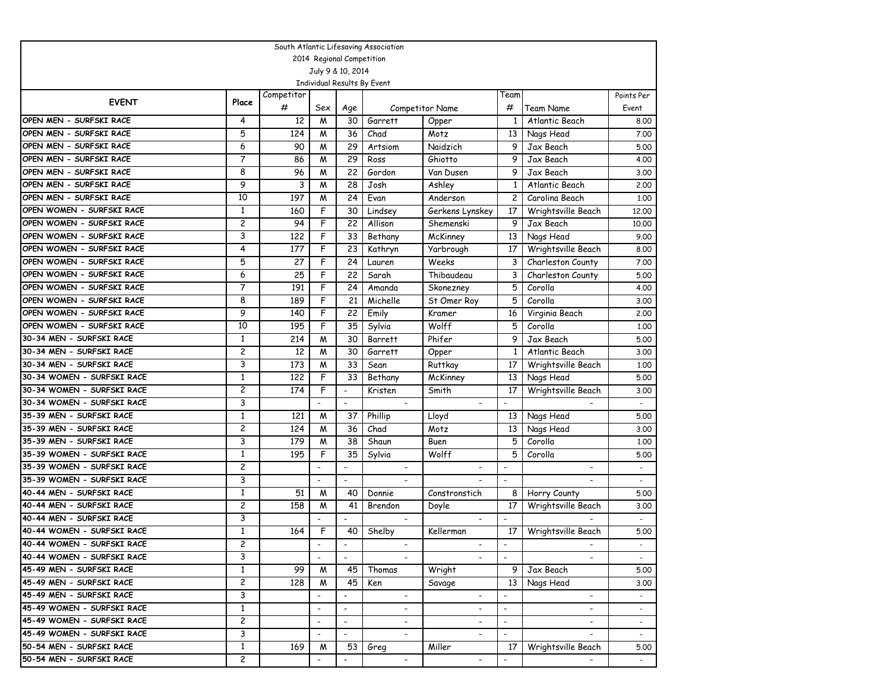South Atlantic Lifesaving Association

2014 Regional Competition

July 9 & 10, 2014

Individual Results By Event

| EVENT | Place | Competitor # | Sex | Age | Competitor Name | | Team # | Team Name | Points Per Event |
|---|---|---|---|---|---|---|---|---|---|
| OPEN MEN - SURFSKI RACE | 4 | 12 | M | 30 | Garrett | Opper | 1 | Atlantic Beach | 8.00 |
| OPEN MEN - SURFSKI RACE | 5 | 124 | M | 36 | Chad | Motz | 13 | Nags Head | 7.00 |
| OPEN MEN - SURFSKI RACE | 6 | 90 | M | 29 | Artsiom | Naidzich | 9 | Jax Beach | 5.00 |
| OPEN MEN - SURFSKI RACE | 7 | 86 | M | 29 | Ross | Ghiotto | 9 | Jax Beach | 4.00 |
| OPEN MEN - SURFSKI RACE | 8 | 96 | M | 22 | Gordon | Van Dusen | 9 | Jax Beach | 3.00 |
| OPEN MEN - SURFSKI RACE | 9 | 3 | M | 28 | Josh | Ashley | 1 | Atlantic Beach | 2.00 |
| OPEN MEN - SURFSKI RACE | 10 | 197 | M | 24 | Evan | Anderson | 2 | Carolina Beach | 1.00 |
| OPEN WOMEN - SURFSKI RACE | 1 | 160 | F | 30 | Lindsey | Gerkens Lynskey | 17 | Wrightsville Beach | 12.00 |
| OPEN WOMEN - SURFSKI RACE | 2 | 94 | F | 22 | Allison | Shemenski | 9 | Jax Beach | 10.00 |
| OPEN WOMEN - SURFSKI RACE | 3 | 122 | F | 33 | Bethany | McKinney | 13 | Nags Head | 9.00 |
| OPEN WOMEN - SURFSKI RACE | 4 | 177 | F | 23 | Kathryn | Yarbrough | 17 | Wrightsville Beach | 8.00 |
| OPEN WOMEN - SURFSKI RACE | 5 | 27 | F | 24 | Lauren | Weeks | 3 | Charleston County | 7.00 |
| OPEN WOMEN - SURFSKI RACE | 6 | 25 | F | 22 | Sarah | Thibaudeau | 3 | Charleston County | 5.00 |
| OPEN WOMEN - SURFSKI RACE | 7 | 191 | F | 24 | Amanda | Skonezney | 5 | Corolla | 4.00 |
| OPEN WOMEN - SURFSKI RACE | 8 | 189 | F | 21 | Michelle | St Omer Roy | 5 | Corolla | 3.00 |
| OPEN WOMEN - SURFSKI RACE | 9 | 140 | F | 22 | Emily | Kramer | 16 | Virginia Beach | 2.00 |
| OPEN WOMEN - SURFSKI RACE | 10 | 195 | F | 35 | Sylvia | Wolff | 5 | Corolla | 1.00 |
| 30-34 MEN - SURFSKI RACE | 1 | 214 | M | 30 | Barrett | Phifer | 9 | Jax Beach | 5.00 |
| 30-34 MEN - SURFSKI RACE | 2 | 12 | M | 30 | Garrett | Opper | 1 | Atlantic Beach | 3.00 |
| 30-34 MEN - SURFSKI RACE | 3 | 173 | M | 33 | Sean | Ruttkay | 17 | Wrightsville Beach | 1.00 |
| 30-34 WOMEN - SURFSKI RACE | 1 | 122 | F | 33 | Bethany | McKinney | 13 | Nags Head | 5.00 |
| 30-34 WOMEN - SURFSKI RACE | 2 | 174 | F | - | Kristen | Smith | 17 | Wrightsville Beach | 3.00 |
| 30-34 WOMEN - SURFSKI RACE | 3 | | - | - | - | - | - | - | - |
| 35-39 MEN - SURFSKI RACE | 1 | 121 | M | 37 | Phillip | Lloyd | 13 | Nags Head | 5.00 |
| 35-39 MEN - SURFSKI RACE | 2 | 124 | M | 36 | Chad | Motz | 13 | Nags Head | 3.00 |
| 35-39 MEN - SURFSKI RACE | 3 | 179 | M | 38 | Shaun | Buen | 5 | Corolla | 1.00 |
| 35-39 WOMEN - SURFSKI RACE | 1 | 195 | F | 35 | Sylvia | Wolff | 5 | Corolla | 5.00 |
| 35-39 WOMEN - SURFSKI RACE | 2 | | - | - | - | - | - | - | - |
| 35-39 WOMEN - SURFSKI RACE | 3 | | - | - | - | - | - | - | - |
| 40-44 MEN - SURFSKI RACE | 1 | 51 | M | 40 | Donnie | Constronstich | 8 | Horry County | 5.00 |
| 40-44 MEN - SURFSKI RACE | 2 | 158 | M | 41 | Brendon | Doyle | 17 | Wrightsville Beach | 3.00 |
| 40-44 MEN - SURFSKI RACE | 3 | | - | - | - | - | - | - | - |
| 40-44 WOMEN - SURFSKI RACE | 1 | 164 | F | 40 | Shelby | Kellerman | 17 | Wrightsville Beach | 5.00 |
| 40-44 WOMEN - SURFSKI RACE | 2 | | - | - | - | - | - | - | - |
| 40-44 WOMEN - SURFSKI RACE | 3 | | - | - | - | - | - | - | - |
| 45-49 MEN - SURFSKI RACE | 1 | 99 | M | 45 | Thomas | Wright | 9 | Jax Beach | 5.00 |
| 45-49 MEN - SURFSKI RACE | 2 | 128 | M | 45 | Ken | Savage | 13 | Nags Head | 3.00 |
| 45-49 MEN - SURFSKI RACE | 3 | | - | - | - | - | - | - | - |
| 45-49 WOMEN - SURFSKI RACE | 1 | | - | - | - | - | - | - | - |
| 45-49 WOMEN - SURFSKI RACE | 2 | | - | - | - | - | - | - | - |
| 45-49 WOMEN - SURFSKI RACE | 3 | | - | - | - | - | - | - | - |
| 50-54 MEN - SURFSKI RACE | 1 | 169 | M | 53 | Greg | Miller | 17 | Wrightsville Beach | 5.00 |
| 50-54 MEN - SURFSKI RACE | 2 | | - | - | - | - | - | - | - |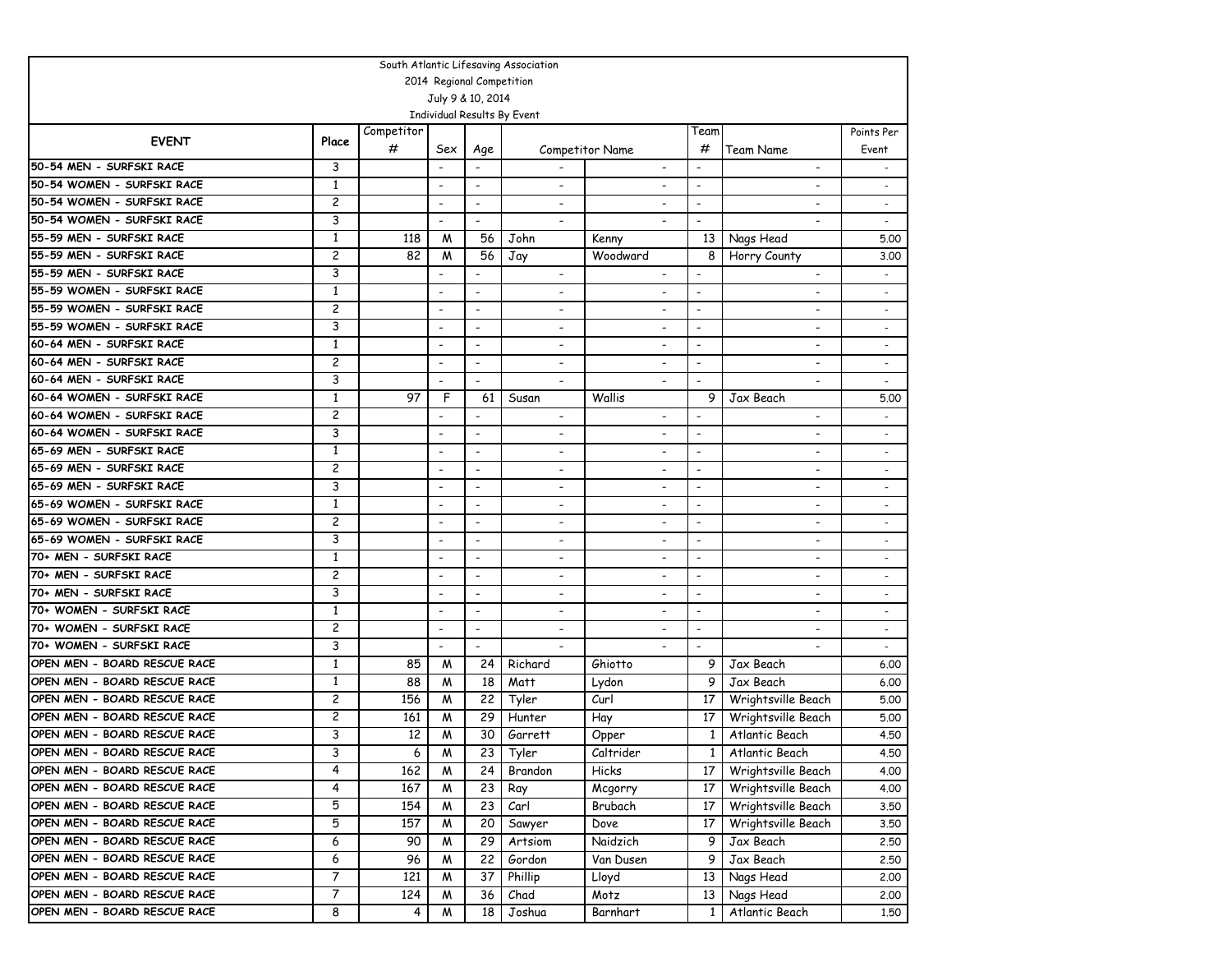South Atlantic Lifesaving Association
2014 Regional Competition
July 9 & 10, 2014
Individual Results By Event

| EVENT | Place | Competitor # | Sex | Age | Competitor Name | | Team # | Team Name | Points Per Event |
|---|---|---|---|---|---|---|---|---|---|
| 50-54 MEN - SURFSKI RACE | 3 | | - | - | - | - | - | - | - |
| 50-54 WOMEN - SURFSKI RACE | 1 | | - | - | - | - | - | - | - |
| 50-54 WOMEN - SURFSKI RACE | 2 | | - | - | - | - | - | - | - |
| 50-54 WOMEN - SURFSKI RACE | 3 | | - | - | - | - | - | - | - |
| 55-59 MEN - SURFSKI RACE | 1 | 118 | M | 56 | John | Kenny | 13 | Nags Head | 5.00 |
| 55-59 MEN - SURFSKI RACE | 2 | 82 | M | 56 | Jay | Woodward | 8 | Horry County | 3.00 |
| 55-59 MEN - SURFSKI RACE | 3 | | - | - | - | - | - | - | - |
| 55-59 WOMEN - SURFSKI RACE | 1 | | - | - | - | - | - | - | - |
| 55-59 WOMEN - SURFSKI RACE | 2 | | - | - | - | - | - | - | - |
| 55-59 WOMEN - SURFSKI RACE | 3 | | - | - | - | - | - | - | - |
| 60-64 MEN - SURFSKI RACE | 1 | | - | - | - | - | - | - | - |
| 60-64 MEN - SURFSKI RACE | 2 | | - | - | - | - | - | - | - |
| 60-64 MEN - SURFSKI RACE | 3 | | - | - | - | - | - | - | - |
| 60-64 WOMEN - SURFSKI RACE | 1 | 97 | F | 61 | Susan | Wallis | 9 | Jax Beach | 5.00 |
| 60-64 WOMEN - SURFSKI RACE | 2 | | - | - | - | - | - | - | - |
| 60-64 WOMEN - SURFSKI RACE | 3 | | - | - | - | - | - | - | - |
| 65-69 MEN - SURFSKI RACE | 1 | | - | - | - | - | - | - | - |
| 65-69 MEN - SURFSKI RACE | 2 | | - | - | - | - | - | - | - |
| 65-69 MEN - SURFSKI RACE | 3 | | - | - | - | - | - | - | - |
| 65-69 WOMEN - SURFSKI RACE | 1 | | - | - | - | - | - | - | - |
| 65-69 WOMEN - SURFSKI RACE | 2 | | - | - | - | - | - | - | - |
| 65-69 WOMEN - SURFSKI RACE | 3 | | - | - | - | - | - | - | - |
| 70+ MEN - SURFSKI RACE | 1 | | - | - | - | - | - | - | - |
| 70+ MEN - SURFSKI RACE | 2 | | - | - | - | - | - | - | - |
| 70+ MEN - SURFSKI RACE | 3 | | - | - | - | - | - | - | - |
| 70+ WOMEN - SURFSKI RACE | 1 | | - | - | - | - | - | - | - |
| 70+ WOMEN - SURFSKI RACE | 2 | | - | - | - | - | - | - | - |
| 70+ WOMEN - SURFSKI RACE | 3 | | - | - | - | - | - | - | - |
| OPEN MEN - BOARD RESCUE RACE | 1 | 85 | M | 24 | Richard | Ghiotto | 9 | Jax Beach | 6.00 |
| OPEN MEN - BOARD RESCUE RACE | 1 | 88 | M | 18 | Matt | Lydon | 9 | Jax Beach | 6.00 |
| OPEN MEN - BOARD RESCUE RACE | 2 | 156 | M | 22 | Tyler | Curl | 17 | Wrightsville Beach | 5.00 |
| OPEN MEN - BOARD RESCUE RACE | 2 | 161 | M | 29 | Hunter | Hay | 17 | Wrightsville Beach | 5.00 |
| OPEN MEN - BOARD RESCUE RACE | 3 | 12 | M | 30 | Garrett | Opper | 1 | Atlantic Beach | 4.50 |
| OPEN MEN - BOARD RESCUE RACE | 3 | 6 | M | 23 | Tyler | Caltrider | 1 | Atlantic Beach | 4.50 |
| OPEN MEN - BOARD RESCUE RACE | 4 | 162 | M | 24 | Brandon | Hicks | 17 | Wrightsville Beach | 4.00 |
| OPEN MEN - BOARD RESCUE RACE | 4 | 167 | M | 23 | Ray | Mcgorry | 17 | Wrightsville Beach | 4.00 |
| OPEN MEN - BOARD RESCUE RACE | 5 | 154 | M | 23 | Carl | Brubach | 17 | Wrightsville Beach | 3.50 |
| OPEN MEN - BOARD RESCUE RACE | 5 | 157 | M | 20 | Sawyer | Dove | 17 | Wrightsville Beach | 3.50 |
| OPEN MEN - BOARD RESCUE RACE | 6 | 90 | M | 29 | Artsiom | Naidzich | 9 | Jax Beach | 2.50 |
| OPEN MEN - BOARD RESCUE RACE | 6 | 96 | M | 22 | Gordon | Van Dusen | 9 | Jax Beach | 2.50 |
| OPEN MEN - BOARD RESCUE RACE | 7 | 121 | M | 37 | Phillip | Lloyd | 13 | Nags Head | 2.00 |
| OPEN MEN - BOARD RESCUE RACE | 7 | 124 | M | 36 | Chad | Motz | 13 | Nags Head | 2.00 |
| OPEN MEN - BOARD RESCUE RACE | 8 | 4 | M | 18 | Joshua | Barnhart | 1 | Atlantic Beach | 1.50 |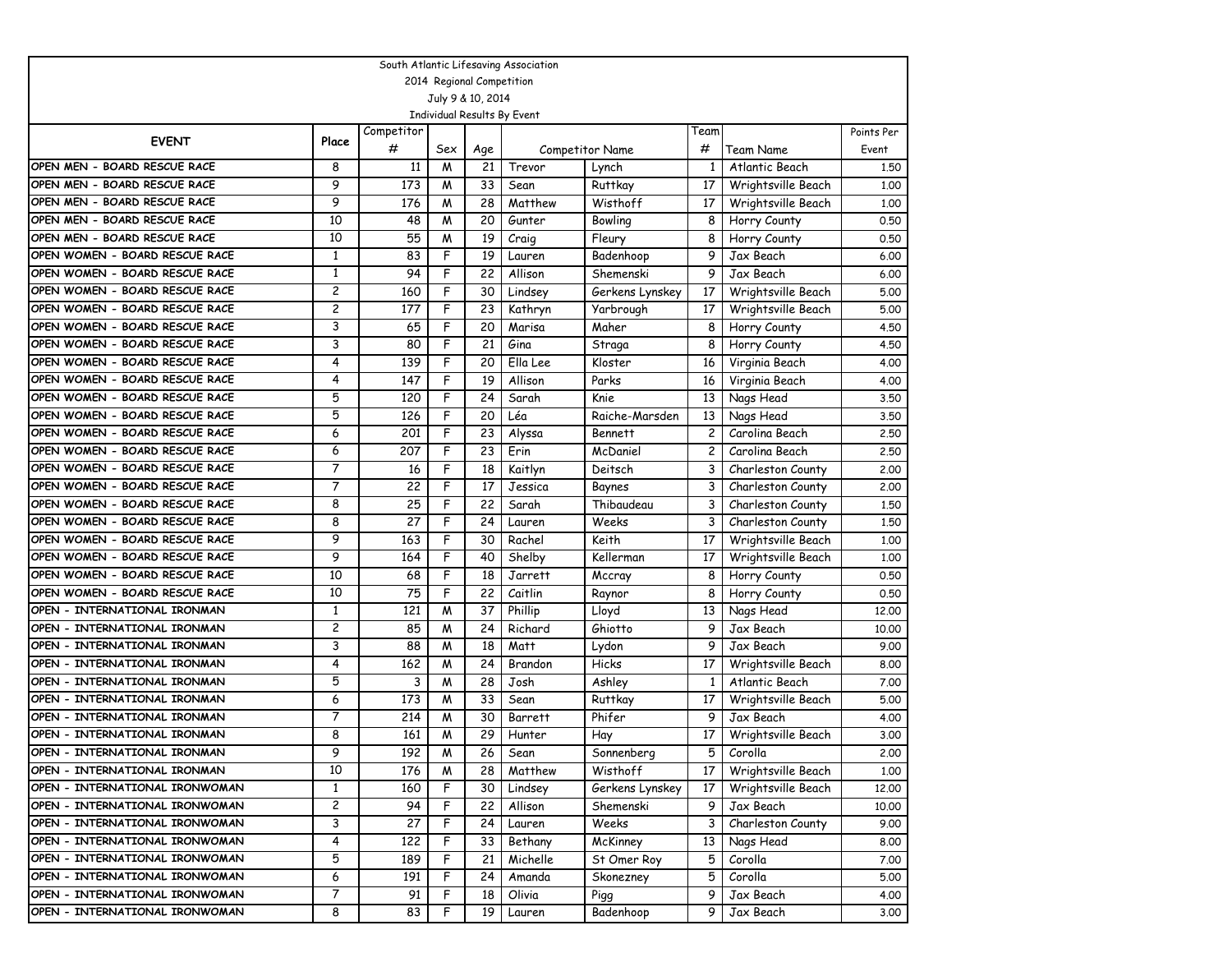South Atlantic Lifesaving Association

2014 Regional Competition

July 9 & 10, 2014

Individual Results By Event

| EVENT | Place | Competitor # | Sex | Age | Competitor Name | | Team # | Team Name | Points Per Event |
|---|---|---|---|---|---|---|---|---|---|
| OPEN MEN - BOARD RESCUE RACE | 8 | 11 | M | 21 | Trevor | Lynch | 1 | Atlantic Beach | 1.50 |
| OPEN MEN - BOARD RESCUE RACE | 9 | 173 | M | 33 | Sean | Ruttkay | 17 | Wrightsville Beach | 1.00 |
| OPEN MEN - BOARD RESCUE RACE | 9 | 176 | M | 28 | Matthew | Wisthoff | 17 | Wrightsville Beach | 1.00 |
| OPEN MEN - BOARD RESCUE RACE | 10 | 48 | M | 20 | Gunter | Bowling | 8 | Horry County | 0.50 |
| OPEN MEN - BOARD RESCUE RACE | 10 | 55 | M | 19 | Craig | Fleury | 8 | Horry County | 0.50 |
| OPEN WOMEN - BOARD RESCUE RACE | 1 | 83 | F | 19 | Lauren | Badenhoop | 9 | Jax Beach | 6.00 |
| OPEN WOMEN - BOARD RESCUE RACE | 1 | 94 | F | 22 | Allison | Shemenski | 9 | Jax Beach | 6.00 |
| OPEN WOMEN - BOARD RESCUE RACE | 2 | 160 | F | 30 | Lindsey | Gerkens Lynskey | 17 | Wrightsville Beach | 5.00 |
| OPEN WOMEN - BOARD RESCUE RACE | 2 | 177 | F | 23 | Kathryn | Yarbrough | 17 | Wrightsville Beach | 5.00 |
| OPEN WOMEN - BOARD RESCUE RACE | 3 | 65 | F | 20 | Marisa | Maher | 8 | Horry County | 4.50 |
| OPEN WOMEN - BOARD RESCUE RACE | 3 | 80 | F | 21 | Gina | Straga | 8 | Horry County | 4.50 |
| OPEN WOMEN - BOARD RESCUE RACE | 4 | 139 | F | 20 | Ella Lee | Kloster | 16 | Virginia Beach | 4.00 |
| OPEN WOMEN - BOARD RESCUE RACE | 4 | 147 | F | 19 | Allison | Parks | 16 | Virginia Beach | 4.00 |
| OPEN WOMEN - BOARD RESCUE RACE | 5 | 120 | F | 24 | Sarah | Knie | 13 | Nags Head | 3.50 |
| OPEN WOMEN - BOARD RESCUE RACE | 5 | 126 | F | 20 | Léa | Raiche-Marsden | 13 | Nags Head | 3.50 |
| OPEN WOMEN - BOARD RESCUE RACE | 6 | 201 | F | 23 | Alyssa | Bennett | 2 | Carolina Beach | 2.50 |
| OPEN WOMEN - BOARD RESCUE RACE | 6 | 207 | F | 23 | Erin | McDaniel | 2 | Carolina Beach | 2.50 |
| OPEN WOMEN - BOARD RESCUE RACE | 7 | 16 | F | 18 | Kaitlyn | Deitsch | 3 | Charleston County | 2.00 |
| OPEN WOMEN - BOARD RESCUE RACE | 7 | 22 | F | 17 | Jessica | Baynes | 3 | Charleston County | 2.00 |
| OPEN WOMEN - BOARD RESCUE RACE | 8 | 25 | F | 22 | Sarah | Thibaudeau | 3 | Charleston County | 1.50 |
| OPEN WOMEN - BOARD RESCUE RACE | 8 | 27 | F | 24 | Lauren | Weeks | 3 | Charleston County | 1.50 |
| OPEN WOMEN - BOARD RESCUE RACE | 9 | 163 | F | 30 | Rachel | Keith | 17 | Wrightsville Beach | 1.00 |
| OPEN WOMEN - BOARD RESCUE RACE | 9 | 164 | F | 40 | Shelby | Kellerman | 17 | Wrightsville Beach | 1.00 |
| OPEN WOMEN - BOARD RESCUE RACE | 10 | 68 | F | 18 | Jarrett | Mccray | 8 | Horry County | 0.50 |
| OPEN WOMEN - BOARD RESCUE RACE | 10 | 75 | F | 22 | Caitlin | Raynor | 8 | Horry County | 0.50 |
| OPEN - INTERNATIONAL IRONMAN | 1 | 121 | M | 37 | Phillip | Lloyd | 13 | Nags Head | 12.00 |
| OPEN - INTERNATIONAL IRONMAN | 2 | 85 | M | 24 | Richard | Ghiotto | 9 | Jax Beach | 10.00 |
| OPEN - INTERNATIONAL IRONMAN | 3 | 88 | M | 18 | Matt | Lydon | 9 | Jax Beach | 9.00 |
| OPEN - INTERNATIONAL IRONMAN | 4 | 162 | M | 24 | Brandon | Hicks | 17 | Wrightsville Beach | 8.00 |
| OPEN - INTERNATIONAL IRONMAN | 5 | 3 | M | 28 | Josh | Ashley | 1 | Atlantic Beach | 7.00 |
| OPEN - INTERNATIONAL IRONMAN | 6 | 173 | M | 33 | Sean | Ruttkay | 17 | Wrightsville Beach | 5.00 |
| OPEN - INTERNATIONAL IRONMAN | 7 | 214 | M | 30 | Barrett | Phifer | 9 | Jax Beach | 4.00 |
| OPEN - INTERNATIONAL IRONMAN | 8 | 161 | M | 29 | Hunter | Hay | 17 | Wrightsville Beach | 3.00 |
| OPEN - INTERNATIONAL IRONMAN | 9 | 192 | M | 26 | Sean | Sonnenberg | 5 | Corolla | 2.00 |
| OPEN - INTERNATIONAL IRONMAN | 10 | 176 | M | 28 | Matthew | Wisthoff | 17 | Wrightsville Beach | 1.00 |
| OPEN - INTERNATIONAL IRONWOMAN | 1 | 160 | F | 30 | Lindsey | Gerkens Lynskey | 17 | Wrightsville Beach | 12.00 |
| OPEN - INTERNATIONAL IRONWOMAN | 2 | 94 | F | 22 | Allison | Shemenski | 9 | Jax Beach | 10.00 |
| OPEN - INTERNATIONAL IRONWOMAN | 3 | 27 | F | 24 | Lauren | Weeks | 3 | Charleston County | 9.00 |
| OPEN - INTERNATIONAL IRONWOMAN | 4 | 122 | F | 33 | Bethany | McKinney | 13 | Nags Head | 8.00 |
| OPEN - INTERNATIONAL IRONWOMAN | 5 | 189 | F | 21 | Michelle | St Omer Roy | 5 | Corolla | 7.00 |
| OPEN - INTERNATIONAL IRONWOMAN | 6 | 191 | F | 24 | Amanda | Skonezney | 5 | Corolla | 5.00 |
| OPEN - INTERNATIONAL IRONWOMAN | 7 | 91 | F | 18 | Olivia | Pigg | 9 | Jax Beach | 4.00 |
| OPEN - INTERNATIONAL IRONWOMAN | 8 | 83 | F | 19 | Lauren | Badenhoop | 9 | Jax Beach | 3.00 |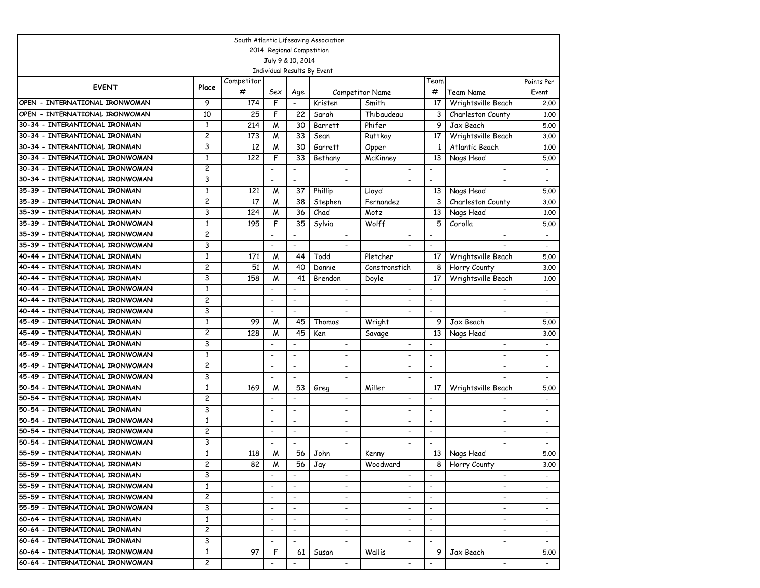South Atlantic Lifesaving Association
2014 Regional Competition
July 9 & 10, 2014
Individual Results By Event

| EVENT | Place | Competitor # | Sex | Age | Competitor Name | | Team # | Team Name | Points Per Event |
|---|---|---|---|---|---|---|---|---|---|
| OPEN - INTERNATIONAL IRONWOMAN | 9 | 174 | F | - | Kristen | Smith | 17 | Wrightsville Beach | 2.00 |
| OPEN - INTERNATIONAL IRONWOMAN | 10 | 25 | F | 22 | Sarah | Thibaudeau | 3 | Charleston County | 1.00 |
| 30-34 - INTERANTIONAL IRONMAN | 1 | 214 | M | 30 | Barrett | Phifer | 9 | Jax Beach | 5.00 |
| 30-34 - INTERANTIONAL IRONMAN | 2 | 173 | M | 33 | Sean | Ruttkay | 17 | Wrightsville Beach | 3.00 |
| 30-34 - INTERANTIONAL IRONMAN | 3 | 12 | M | 30 | Garrett | Opper | 1 | Atlantic Beach | 1.00 |
| 30-34 - INTERNATIONAL IRONWOMAN | 1 | 122 | F | 33 | Bethany | McKinney | 13 | Nags Head | 5.00 |
| 30-34 - INTERNATIONAL IRONWOMAN | 2 | | - | - | - | - | - | - | - |
| 30-34 - INTERNATIONAL IRONWOMAN | 3 | | - | - | - | - | - | - | - |
| 35-39 - INTERNATIONAL IRONMAN | 1 | 121 | M | 37 | Phillip | Lloyd | 13 | Nags Head | 5.00 |
| 35-39 - INTERNATIONAL IRONMAN | 2 | 17 | M | 38 | Stephen | Fernandez | 3 | Charleston County | 3.00 |
| 35-39 - INTERNATIONAL IRONMAN | 3 | 124 | M | 36 | Chad | Motz | 13 | Nags Head | 1.00 |
| 35-39 - INTERNATIONAL IRONWOMAN | 1 | 195 | F | 35 | Sylvia | Wolff | 5 | Corolla | 5.00 |
| 35-39 - INTERNATIONAL IRONWOMAN | 2 | | - | - | - | - | - | - | - |
| 35-39 - INTERNATIONAL IRONWOMAN | 3 | | - | - | - | - | - | - | - |
| 40-44 - INTERNATIONAL IRONMAN | 1 | 171 | M | 44 | Todd | Pletcher | 17 | Wrightsville Beach | 5.00 |
| 40-44 - INTERNATIONAL IRONMAN | 2 | 51 | M | 40 | Donnie | Constronstich | 8 | Horry County | 3.00 |
| 40-44 - INTERNATIONAL IRONMAN | 3 | 158 | M | 41 | Brendon | Doyle | 17 | Wrightsville Beach | 1.00 |
| 40-44 - INTERNATIONAL IRONWOMAN | 1 | | - | - | - | - | - | - | - |
| 40-44 - INTERNATIONAL IRONWOMAN | 2 | | - | - | - | - | - | - | - |
| 40-44 - INTERNATIONAL IRONWOMAN | 3 | | - | - | - | - | - | - | - |
| 45-49 - INTERNATIONAL IRONMAN | 1 | 99 | M | 45 | Thomas | Wright | 9 | Jax Beach | 5.00 |
| 45-49 - INTERNATIONAL IRONMAN | 2 | 128 | M | 45 | Ken | Savage | 13 | Nags Head | 3.00 |
| 45-49 - INTERNATIONAL IRONMAN | 3 | | - | - | - | - | - | - | - |
| 45-49 - INTERNATIONAL IRONWOMAN | 1 | | - | - | - | - | - | - | - |
| 45-49 - INTERNATIONAL IRONWOMAN | 2 | | - | - | - | - | - | - | - |
| 45-49 - INTERNATIONAL IRONWOMAN | 3 | | - | - | - | - | - | - | - |
| 50-54 - INTERNATIONAL IRONMAN | 1 | 169 | M | 53 | Greg | Miller | 17 | Wrightsville Beach | 5.00 |
| 50-54 - INTERNATIONAL IRONMAN | 2 | | - | - | - | - | - | - | - |
| 50-54 - INTERNATIONAL IRONMAN | 3 | | - | - | - | - | - | - | - |
| 50-54 - INTERNATIONAL IRONWOMAN | 1 | | - | - | - | - | - | - | - |
| 50-54 - INTERNATIONAL IRONWOMAN | 2 | | - | - | - | - | - | - | - |
| 50-54 - INTERNATIONAL IRONWOMAN | 3 | | - | - | - | - | - | - | - |
| 55-59 - INTERNATIONAL IRONMAN | 1 | 118 | M | 56 | John | Kenny | 13 | Nags Head | 5.00 |
| 55-59 - INTERNATIONAL IRONMAN | 2 | 82 | M | 56 | Jay | Woodward | 8 | Horry County | 3.00 |
| 55-59 - INTERNATIONAL IRONMAN | 3 | | - | - | - | - | - | - | - |
| 55-59 - INTERNATIONAL IRONWOMAN | 1 | | - | - | - | - | - | - | - |
| 55-59 - INTERNATIONAL IRONWOMAN | 2 | | - | - | - | - | - | - | - |
| 55-59 - INTERNATIONAL IRONWOMAN | 3 | | - | - | - | - | - | - | - |
| 60-64 - INTERNATIONAL IRONMAN | 1 | | - | - | - | - | - | - | - |
| 60-64 - INTERNATIONAL IRONMAN | 2 | | - | - | - | - | - | - | - |
| 60-64 - INTERNATIONAL IRONMAN | 3 | | - | - | - | - | - | - | - |
| 60-64 - INTERNATIONAL IRONWOMAN | 1 | 97 | F | 61 | Susan | Wallis | 9 | Jax Beach | 5.00 |
| 60-64 - INTERNATIONAL IRONWOMAN | 2 | | - | - | - | - | - | - | - |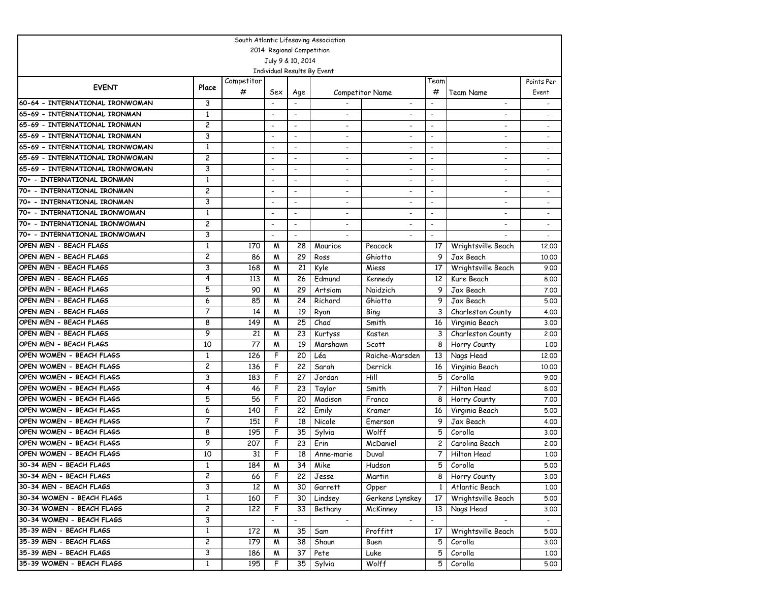South Atlantic Lifesaving Association
2014 Regional Competition
July 9 & 10, 2014
Individual Results By Event

| EVENT | Place | Competitor # | Sex | Age | Competitor Name | | Team # | Team Name | Points Per Event |
|---|---|---|---|---|---|---|---|---|---|
| 60-64 - INTERNATIONAL IRONWOMAN | 3 | | - | - | - | - | - | - | - |
| 65-69 - INTERNATIONAL IRONMAN | 1 | | - | - | - | - | - | - | - |
| 65-69 - INTERNATIONAL IRONMAN | 2 | | - | - | - | - | - | - | - |
| 65-69 - INTERNATIONAL IRONMAN | 3 | | - | - | - | - | - | - | - |
| 65-69 - INTERNATIONAL IRONWOMAN | 1 | | - | - | - | - | - | - | - |
| 65-69 - INTERNATIONAL IRONWOMAN | 2 | | - | - | - | - | - | - | - |
| 65-69 - INTERNATIONAL IRONWOMAN | 3 | | - | - | - | - | - | - | - |
| 70+ - INTERNATIONAL IRONMAN | 1 | | - | - | - | - | - | - | - |
| 70+ - INTERNATIONAL IRONMAN | 2 | | - | - | - | - | - | - | - |
| 70+ - INTERNATIONAL IRONMAN | 3 | | - | - | - | - | - | - | - |
| 70+ - INTERNATIONAL IRONWOMAN | 1 | | - | - | - | - | - | - | - |
| 70+ - INTERNATIONAL IRONWOMAN | 2 | | - | - | - | - | - | - | - |
| 70+ - INTERNATIONAL IRONWOMAN | 3 | | - | - | - | - | - | - | - |
| OPEN MEN - BEACH FLAGS | 1 | 170 | M | 28 | Maurice | Peacock | 17 | Wrightsville Beach | 12.00 |
| OPEN MEN - BEACH FLAGS | 2 | 86 | M | 29 | Ross | Ghiotto | 9 | Jax Beach | 10.00 |
| OPEN MEN - BEACH FLAGS | 3 | 168 | M | 21 | Kyle | Miess | 17 | Wrightsville Beach | 9.00 |
| OPEN MEN - BEACH FLAGS | 4 | 113 | M | 26 | Edmund | Kennedy | 12 | Kure Beach | 8.00 |
| OPEN MEN - BEACH FLAGS | 5 | 90 | M | 29 | Artsiom | Naidzich | 9 | Jax Beach | 7.00 |
| OPEN MEN - BEACH FLAGS | 6 | 85 | M | 24 | Richard | Ghiotto | 9 | Jax Beach | 5.00 |
| OPEN MEN - BEACH FLAGS | 7 | 14 | M | 19 | Ryan | Bing | 3 | Charleston County | 4.00 |
| OPEN MEN - BEACH FLAGS | 8 | 149 | M | 25 | Chad | Smith | 16 | Virginia Beach | 3.00 |
| OPEN MEN - BEACH FLAGS | 9 | 21 | M | 23 | Kurtyss | Kasten | 3 | Charleston County | 2.00 |
| OPEN MEN - BEACH FLAGS | 10 | 77 | M | 19 | Marshawn | Scott | 8 | Horry County | 1.00 |
| OPEN WOMEN - BEACH FLAGS | 1 | 126 | F | 20 | Léa | Raiche-Marsden | 13 | Nags Head | 12.00 |
| OPEN WOMEN - BEACH FLAGS | 2 | 136 | F | 22 | Sarah | Derrick | 16 | Virginia Beach | 10.00 |
| OPEN WOMEN - BEACH FLAGS | 3 | 183 | F | 27 | Jordan | Hill | 5 | Corolla | 9.00 |
| OPEN WOMEN - BEACH FLAGS | 4 | 46 | F | 23 | Taylor | Smith | 7 | Hilton Head | 8.00 |
| OPEN WOMEN - BEACH FLAGS | 5 | 56 | F | 20 | Madison | Franco | 8 | Horry County | 7.00 |
| OPEN WOMEN - BEACH FLAGS | 6 | 140 | F | 22 | Emily | Kramer | 16 | Virginia Beach | 5.00 |
| OPEN WOMEN - BEACH FLAGS | 7 | 151 | F | 18 | Nicole | Emerson | 9 | Jax Beach | 4.00 |
| OPEN WOMEN - BEACH FLAGS | 8 | 195 | F | 35 | Sylvia | Wolff | 5 | Corolla | 3.00 |
| OPEN WOMEN - BEACH FLAGS | 9 | 207 | F | 23 | Erin | McDaniel | 2 | Carolina Beach | 2.00 |
| OPEN WOMEN - BEACH FLAGS | 10 | 31 | F | 18 | Anne-marie | Duval | 7 | Hilton Head | 1.00 |
| 30-34 MEN - BEACH FLAGS | 1 | 184 | M | 34 | Mike | Hudson | 5 | Corolla | 5.00 |
| 30-34 MEN - BEACH FLAGS | 2 | 66 | F | 22 | Jesse | Martin | 8 | Horry County | 3.00 |
| 30-34 MEN - BEACH FLAGS | 3 | 12 | M | 30 | Garrett | Opper | 1 | Atlantic Beach | 1.00 |
| 30-34 WOMEN - BEACH FLAGS | 1 | 160 | F | 30 | Lindsey | Gerkens Lynskey | 17 | Wrightsville Beach | 5.00 |
| 30-34 WOMEN - BEACH FLAGS | 2 | 122 | F | 33 | Bethany | McKinney | 13 | Nags Head | 3.00 |
| 30-34 WOMEN - BEACH FLAGS | 3 | | - | - | - | - | - | - | - |
| 35-39 MEN - BEACH FLAGS | 1 | 172 | M | 35 | Sam | Proffitt | 17 | Wrightsville Beach | 5.00 |
| 35-39 MEN - BEACH FLAGS | 2 | 179 | M | 38 | Shaun | Buen | 5 | Corolla | 3.00 |
| 35-39 MEN - BEACH FLAGS | 3 | 186 | M | 37 | Pete | Luke | 5 | Corolla | 1.00 |
| 35-39 WOMEN - BEACH FLAGS | 1 | 195 | F | 35 | Sylvia | Wolff | 5 | Corolla | 5.00 |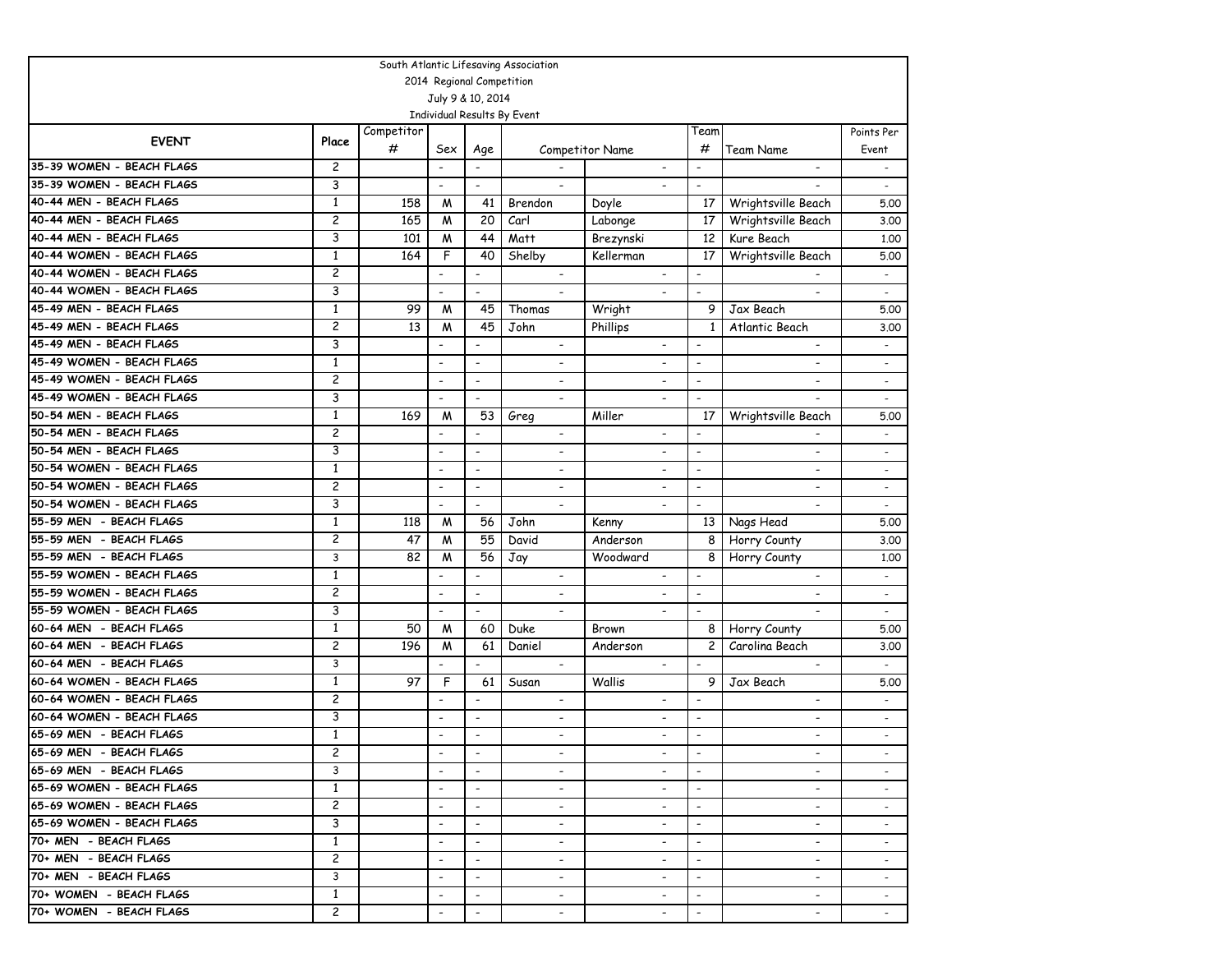South Atlantic Lifesaving Association

2014 Regional Competition

July 9 & 10, 2014

Individual Results By Event

| EVENT | Place | Competitor # | Sex | Age | Competitor Name | | Team # | Team Name | Points Per Event |
|---|---|---|---|---|---|---|---|---|---|
| 35-39 WOMEN - BEACH FLAGS | 2 | | - | - | - | - | - | - | - |
| 35-39 WOMEN - BEACH FLAGS | 3 | | - | - | - | - | - | - | - |
| 40-44 MEN - BEACH FLAGS | 1 | 158 | M | 41 | Brendon | Doyle | 17 | Wrightsville Beach | 5.00 |
| 40-44 MEN - BEACH FLAGS | 2 | 165 | M | 20 | Carl | Labonge | 17 | Wrightsville Beach | 3.00 |
| 40-44 MEN - BEACH FLAGS | 3 | 101 | M | 44 | Matt | Brezynski | 12 | Kure Beach | 1.00 |
| 40-44 WOMEN - BEACH FLAGS | 1 | 164 | F | 40 | Shelby | Kellerman | 17 | Wrightsville Beach | 5.00 |
| 40-44 WOMEN - BEACH FLAGS | 2 | | - | - | - | - | - | - | - |
| 40-44 WOMEN - BEACH FLAGS | 3 | | - | - | - | - | - | - | - |
| 45-49 MEN - BEACH FLAGS | 1 | 99 | M | 45 | Thomas | Wright | 9 | Jax Beach | 5.00 |
| 45-49 MEN - BEACH FLAGS | 2 | 13 | M | 45 | John | Phillips | 1 | Atlantic Beach | 3.00 |
| 45-49 MEN - BEACH FLAGS | 3 | | - | - | - | - | - | - | - |
| 45-49 WOMEN - BEACH FLAGS | 1 | | - | - | - | - | - | - | - |
| 45-49 WOMEN - BEACH FLAGS | 2 | | - | - | - | - | - | - | - |
| 45-49 WOMEN - BEACH FLAGS | 3 | | - | - | - | - | - | - | - |
| 50-54 MEN - BEACH FLAGS | 1 | 169 | M | 53 | Greg | Miller | 17 | Wrightsville Beach | 5.00 |
| 50-54 MEN - BEACH FLAGS | 2 | | - | - | - | - | - | - | - |
| 50-54 MEN - BEACH FLAGS | 3 | | - | - | - | - | - | - | - |
| 50-54 WOMEN - BEACH FLAGS | 1 | | - | - | - | - | - | - | - |
| 50-54 WOMEN - BEACH FLAGS | 2 | | - | - | - | - | - | - | - |
| 50-54 WOMEN - BEACH FLAGS | 3 | | - | - | - | - | - | - | - |
| 55-59 MEN - BEACH FLAGS | 1 | 118 | M | 56 | John | Kenny | 13 | Nags Head | 5.00 |
| 55-59 MEN - BEACH FLAGS | 2 | 47 | M | 55 | David | Anderson | 8 | Horry County | 3.00 |
| 55-59 MEN - BEACH FLAGS | 3 | 82 | M | 56 | Jay | Woodward | 8 | Horry County | 1.00 |
| 55-59 WOMEN - BEACH FLAGS | 1 | | - | - | - | - | - | - | - |
| 55-59 WOMEN - BEACH FLAGS | 2 | | - | - | - | - | - | - | - |
| 55-59 WOMEN - BEACH FLAGS | 3 | | - | - | - | - | - | - | - |
| 60-64 MEN - BEACH FLAGS | 1 | 50 | M | 60 | Duke | Brown | 8 | Horry County | 5.00 |
| 60-64 MEN - BEACH FLAGS | 2 | 196 | M | 61 | Daniel | Anderson | 2 | Carolina Beach | 3.00 |
| 60-64 MEN - BEACH FLAGS | 3 | | - | - | - | - | - | - | - |
| 60-64 WOMEN - BEACH FLAGS | 1 | 97 | F | 61 | Susan | Wallis | 9 | Jax Beach | 5.00 |
| 60-64 WOMEN - BEACH FLAGS | 2 | | - | - | - | - | - | - | - |
| 60-64 WOMEN - BEACH FLAGS | 3 | | - | - | - | - | - | - | - |
| 65-69 MEN - BEACH FLAGS | 1 | | - | - | - | - | - | - | - |
| 65-69 MEN - BEACH FLAGS | 2 | | - | - | - | - | - | - | - |
| 65-69 MEN - BEACH FLAGS | 3 | | - | - | - | - | - | - | - |
| 65-69 WOMEN - BEACH FLAGS | 1 | | - | - | - | - | - | - | - |
| 65-69 WOMEN - BEACH FLAGS | 2 | | - | - | - | - | - | - | - |
| 65-69 WOMEN - BEACH FLAGS | 3 | | - | - | - | - | - | - | - |
| 70+ MEN - BEACH FLAGS | 1 | | - | - | - | - | - | - | - |
| 70+ MEN - BEACH FLAGS | 2 | | - | - | - | - | - | - | - |
| 70+ MEN - BEACH FLAGS | 3 | | - | - | - | - | - | - | - |
| 70+ WOMEN - BEACH FLAGS | 1 | | - | - | - | - | - | - | - |
| 70+ WOMEN - BEACH FLAGS | 2 | | - | - | - | - | - | - | - |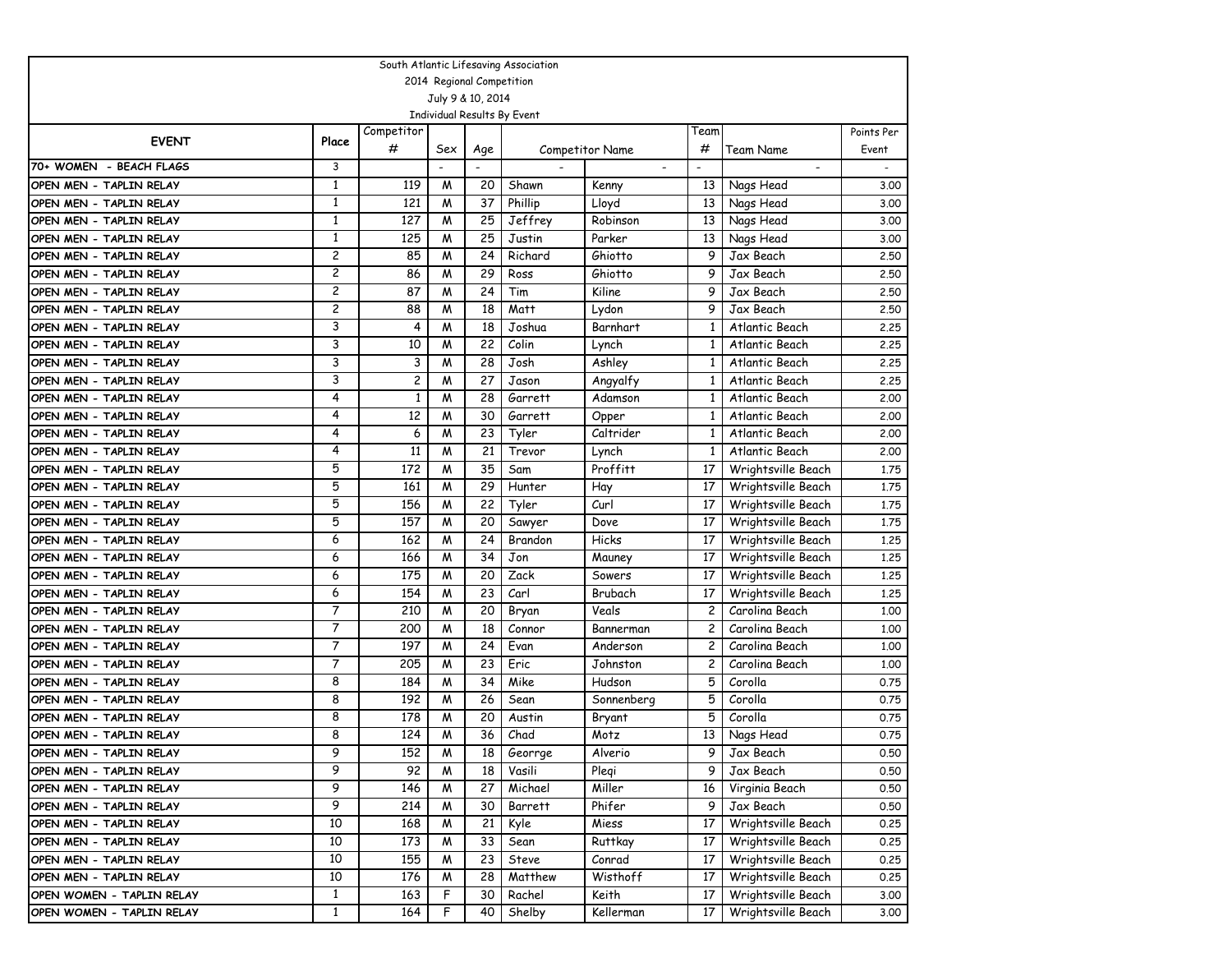South Atlantic Lifesaving Association
2014 Regional Competition
July 9 & 10, 2014
Individual Results By Event

| EVENT | Place | Competitor # | Sex | Age | Competitor Name | | Team # | Team Name | Points Per Event |
|---|---|---|---|---|---|---|---|---|---|
| 70+ WOMEN - BEACH FLAGS | 3 | | - | - | - | - | - | - | - |
| OPEN MEN - TAPLIN RELAY | 1 | 119 | M | 20 | Shawn | Kenny | 13 | Nags Head | 3.00 |
| OPEN MEN - TAPLIN RELAY | 1 | 121 | M | 37 | Phillip | Lloyd | 13 | Nags Head | 3.00 |
| OPEN MEN - TAPLIN RELAY | 1 | 127 | M | 25 | Jeffrey | Robinson | 13 | Nags Head | 3.00 |
| OPEN MEN - TAPLIN RELAY | 1 | 125 | M | 25 | Justin | Parker | 13 | Nags Head | 3.00 |
| OPEN MEN - TAPLIN RELAY | 2 | 85 | M | 24 | Richard | Ghiotto | 9 | Jax Beach | 2.50 |
| OPEN MEN - TAPLIN RELAY | 2 | 86 | M | 29 | Ross | Ghiotto | 9 | Jax Beach | 2.50 |
| OPEN MEN - TAPLIN RELAY | 2 | 87 | M | 24 | Tim | Kiline | 9 | Jax Beach | 2.50 |
| OPEN MEN - TAPLIN RELAY | 2 | 88 | M | 18 | Matt | Lydon | 9 | Jax Beach | 2.50 |
| OPEN MEN - TAPLIN RELAY | 3 | 4 | M | 18 | Joshua | Barnhart | 1 | Atlantic Beach | 2.25 |
| OPEN MEN - TAPLIN RELAY | 3 | 10 | M | 22 | Colin | Lynch | 1 | Atlantic Beach | 2.25 |
| OPEN MEN - TAPLIN RELAY | 3 | 3 | M | 28 | Josh | Ashley | 1 | Atlantic Beach | 2.25 |
| OPEN MEN - TAPLIN RELAY | 3 | 2 | M | 27 | Jason | Angyalfy | 1 | Atlantic Beach | 2.25 |
| OPEN MEN - TAPLIN RELAY | 4 | 1 | M | 28 | Garrett | Adamson | 1 | Atlantic Beach | 2.00 |
| OPEN MEN - TAPLIN RELAY | 4 | 12 | M | 30 | Garrett | Opper | 1 | Atlantic Beach | 2.00 |
| OPEN MEN - TAPLIN RELAY | 4 | 6 | M | 23 | Tyler | Caltrider | 1 | Atlantic Beach | 2.00 |
| OPEN MEN - TAPLIN RELAY | 4 | 11 | M | 21 | Trevor | Lynch | 1 | Atlantic Beach | 2.00 |
| OPEN MEN - TAPLIN RELAY | 5 | 172 | M | 35 | Sam | Proffitt | 17 | Wrightsville Beach | 1.75 |
| OPEN MEN - TAPLIN RELAY | 5 | 161 | M | 29 | Hunter | Hay | 17 | Wrightsville Beach | 1.75 |
| OPEN MEN - TAPLIN RELAY | 5 | 156 | M | 22 | Tyler | Curl | 17 | Wrightsville Beach | 1.75 |
| OPEN MEN - TAPLIN RELAY | 5 | 157 | M | 20 | Sawyer | Dove | 17 | Wrightsville Beach | 1.75 |
| OPEN MEN - TAPLIN RELAY | 6 | 162 | M | 24 | Brandon | Hicks | 17 | Wrightsville Beach | 1.25 |
| OPEN MEN - TAPLIN RELAY | 6 | 166 | M | 34 | Jon | Mauney | 17 | Wrightsville Beach | 1.25 |
| OPEN MEN - TAPLIN RELAY | 6 | 175 | M | 20 | Zack | Sowers | 17 | Wrightsville Beach | 1.25 |
| OPEN MEN - TAPLIN RELAY | 6 | 154 | M | 23 | Carl | Brubach | 17 | Wrightsville Beach | 1.25 |
| OPEN MEN - TAPLIN RELAY | 7 | 210 | M | 20 | Bryan | Veals | 2 | Carolina Beach | 1.00 |
| OPEN MEN - TAPLIN RELAY | 7 | 200 | M | 18 | Connor | Bannerman | 2 | Carolina Beach | 1.00 |
| OPEN MEN - TAPLIN RELAY | 7 | 197 | M | 24 | Evan | Anderson | 2 | Carolina Beach | 1.00 |
| OPEN MEN - TAPLIN RELAY | 7 | 205 | M | 23 | Eric | Johnston | 2 | Carolina Beach | 1.00 |
| OPEN MEN - TAPLIN RELAY | 8 | 184 | M | 34 | Mike | Hudson | 5 | Corolla | 0.75 |
| OPEN MEN - TAPLIN RELAY | 8 | 192 | M | 26 | Sean | Sonnenberg | 5 | Corolla | 0.75 |
| OPEN MEN - TAPLIN RELAY | 8 | 178 | M | 20 | Austin | Bryant | 5 | Corolla | 0.75 |
| OPEN MEN - TAPLIN RELAY | 8 | 124 | M | 36 | Chad | Motz | 13 | Nags Head | 0.75 |
| OPEN MEN - TAPLIN RELAY | 9 | 152 | M | 18 | Georrge | Alverio | 9 | Jax Beach | 0.50 |
| OPEN MEN - TAPLIN RELAY | 9 | 92 | M | 18 | Vasili | Pleqi | 9 | Jax Beach | 0.50 |
| OPEN MEN - TAPLIN RELAY | 9 | 146 | M | 27 | Michael | Miller | 16 | Virginia Beach | 0.50 |
| OPEN MEN - TAPLIN RELAY | 9 | 214 | M | 30 | Barrett | Phifer | 9 | Jax Beach | 0.50 |
| OPEN MEN - TAPLIN RELAY | 10 | 168 | M | 21 | Kyle | Miess | 17 | Wrightsville Beach | 0.25 |
| OPEN MEN - TAPLIN RELAY | 10 | 173 | M | 33 | Sean | Ruttkay | 17 | Wrightsville Beach | 0.25 |
| OPEN MEN - TAPLIN RELAY | 10 | 155 | M | 23 | Steve | Conrad | 17 | Wrightsville Beach | 0.25 |
| OPEN MEN - TAPLIN RELAY | 10 | 176 | M | 28 | Matthew | Wisthoff | 17 | Wrightsville Beach | 0.25 |
| OPEN WOMEN - TAPLIN RELAY | 1 | 163 | F | 30 | Rachel | Keith | 17 | Wrightsville Beach | 3.00 |
| OPEN WOMEN - TAPLIN RELAY | 1 | 164 | F | 40 | Shelby | Kellerman | 17 | Wrightsville Beach | 3.00 |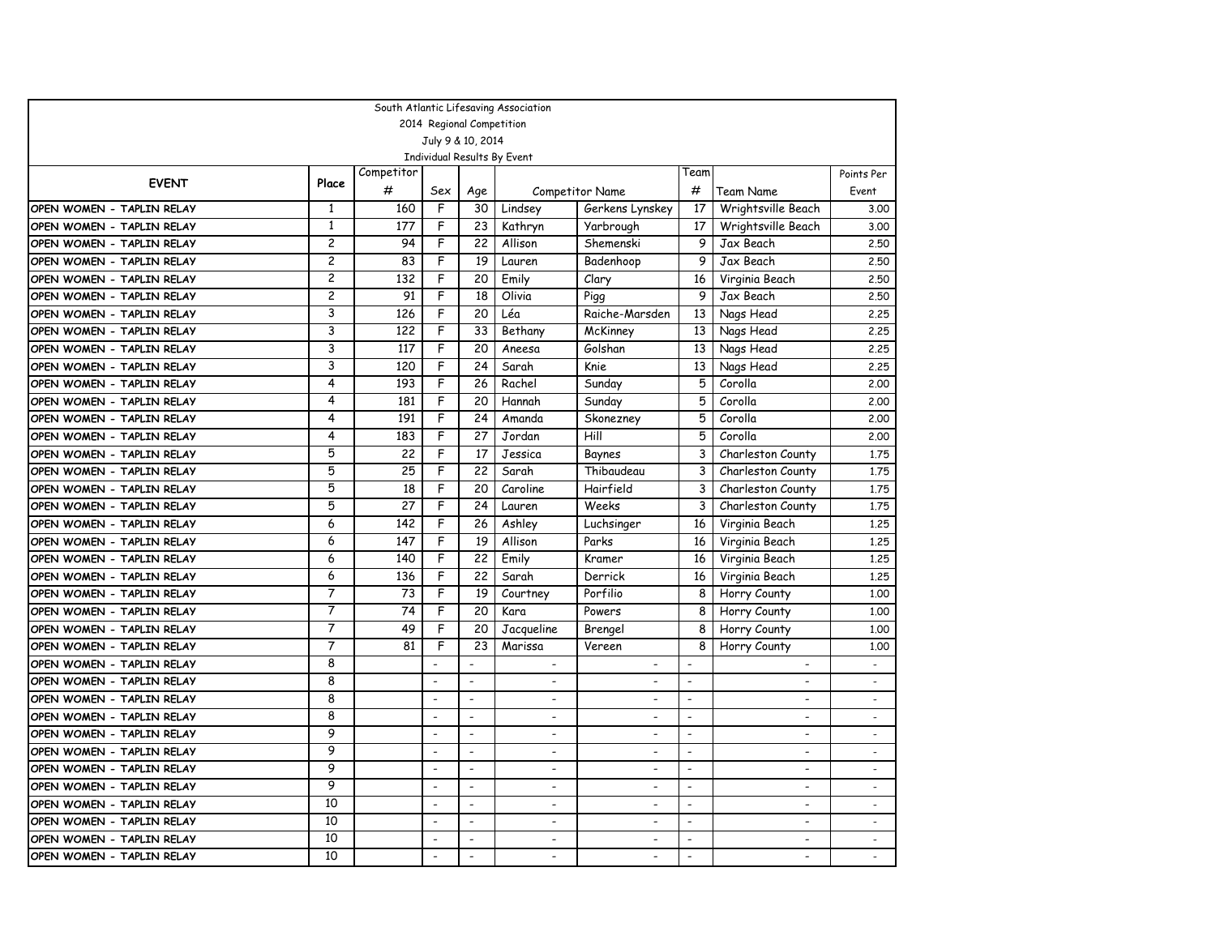South Atlantic Lifesaving Association

2014 Regional Competition

July 9 & 10, 2014

Individual Results By Event

| EVENT | Place | Competitor # | Sex | Age | Competitor Name | | Team # | Team Name | Points Per Event |
|---|---|---|---|---|---|---|---|---|---|
| OPEN WOMEN - TAPLIN RELAY | 1 | 160 | F | 30 | Lindsey | Gerkens Lynskey | 17 | Wrightsville Beach | 3.00 |
| OPEN WOMEN - TAPLIN RELAY | 1 | 177 | F | 23 | Kathryn | Yarbrough | 17 | Wrightsville Beach | 3.00 |
| OPEN WOMEN - TAPLIN RELAY | 2 | 94 | F | 22 | Allison | Shemenski | 9 | Jax Beach | 2.50 |
| OPEN WOMEN - TAPLIN RELAY | 2 | 83 | F | 19 | Lauren | Badenhoop | 9 | Jax Beach | 2.50 |
| OPEN WOMEN - TAPLIN RELAY | 2 | 132 | F | 20 | Emily | Clary | 16 | Virginia Beach | 2.50 |
| OPEN WOMEN - TAPLIN RELAY | 2 | 91 | F | 18 | Olivia | Pigg | 9 | Jax Beach | 2.50 |
| OPEN WOMEN - TAPLIN RELAY | 3 | 126 | F | 20 | Léa | Raiche-Marsden | 13 | Nags Head | 2.25 |
| OPEN WOMEN - TAPLIN RELAY | 3 | 122 | F | 33 | Bethany | McKinney | 13 | Nags Head | 2.25 |
| OPEN WOMEN - TAPLIN RELAY | 3 | 117 | F | 20 | Aneesa | Golshan | 13 | Nags Head | 2.25 |
| OPEN WOMEN - TAPLIN RELAY | 3 | 120 | F | 24 | Sarah | Knie | 13 | Nags Head | 2.25 |
| OPEN WOMEN - TAPLIN RELAY | 4 | 193 | F | 26 | Rachel | Sunday | 5 | Corolla | 2.00 |
| OPEN WOMEN - TAPLIN RELAY | 4 | 181 | F | 20 | Hannah | Sunday | 5 | Corolla | 2.00 |
| OPEN WOMEN - TAPLIN RELAY | 4 | 191 | F | 24 | Amanda | Skonezney | 5 | Corolla | 2.00 |
| OPEN WOMEN - TAPLIN RELAY | 4 | 183 | F | 27 | Jordan | Hill | 5 | Corolla | 2.00 |
| OPEN WOMEN - TAPLIN RELAY | 5 | 22 | F | 17 | Jessica | Baynes | 3 | Charleston County | 1.75 |
| OPEN WOMEN - TAPLIN RELAY | 5 | 25 | F | 22 | Sarah | Thibaudeau | 3 | Charleston County | 1.75 |
| OPEN WOMEN - TAPLIN RELAY | 5 | 18 | F | 20 | Caroline | Hairfield | 3 | Charleston County | 1.75 |
| OPEN WOMEN - TAPLIN RELAY | 5 | 27 | F | 24 | Lauren | Weeks | 3 | Charleston County | 1.75 |
| OPEN WOMEN - TAPLIN RELAY | 6 | 142 | F | 26 | Ashley | Luchsinger | 16 | Virginia Beach | 1.25 |
| OPEN WOMEN - TAPLIN RELAY | 6 | 147 | F | 19 | Allison | Parks | 16 | Virginia Beach | 1.25 |
| OPEN WOMEN - TAPLIN RELAY | 6 | 140 | F | 22 | Emily | Kramer | 16 | Virginia Beach | 1.25 |
| OPEN WOMEN - TAPLIN RELAY | 6 | 136 | F | 22 | Sarah | Derrick | 16 | Virginia Beach | 1.25 |
| OPEN WOMEN - TAPLIN RELAY | 7 | 73 | F | 19 | Courtney | Porfilio | 8 | Horry County | 1.00 |
| OPEN WOMEN - TAPLIN RELAY | 7 | 74 | F | 20 | Kara | Powers | 8 | Horry County | 1.00 |
| OPEN WOMEN - TAPLIN RELAY | 7 | 49 | F | 20 | Jacqueline | Brengel | 8 | Horry County | 1.00 |
| OPEN WOMEN - TAPLIN RELAY | 7 | 81 | F | 23 | Marissa | Vereen | 8 | Horry County | 1.00 |
| OPEN WOMEN - TAPLIN RELAY | 8 | | - | - | - | - | - | - | - |
| OPEN WOMEN - TAPLIN RELAY | 8 | | - | - | - | - | - | - | - |
| OPEN WOMEN - TAPLIN RELAY | 8 | | - | - | - | - | - | - | - |
| OPEN WOMEN - TAPLIN RELAY | 8 | | - | - | - | - | - | - | - |
| OPEN WOMEN - TAPLIN RELAY | 9 | | - | - | - | - | - | - | - |
| OPEN WOMEN - TAPLIN RELAY | 9 | | - | - | - | - | - | - | - |
| OPEN WOMEN - TAPLIN RELAY | 9 | | - | - | - | - | - | - | - |
| OPEN WOMEN - TAPLIN RELAY | 9 | | - | - | - | - | - | - | - |
| OPEN WOMEN - TAPLIN RELAY | 10 | | - | - | - | - | - | - | - |
| OPEN WOMEN - TAPLIN RELAY | 10 | | - | - | - | - | - | - | - |
| OPEN WOMEN - TAPLIN RELAY | 10 | | - | - | - | - | - | - | - |
| OPEN WOMEN - TAPLIN RELAY | 10 | | - | - | - | - | - | - | - |